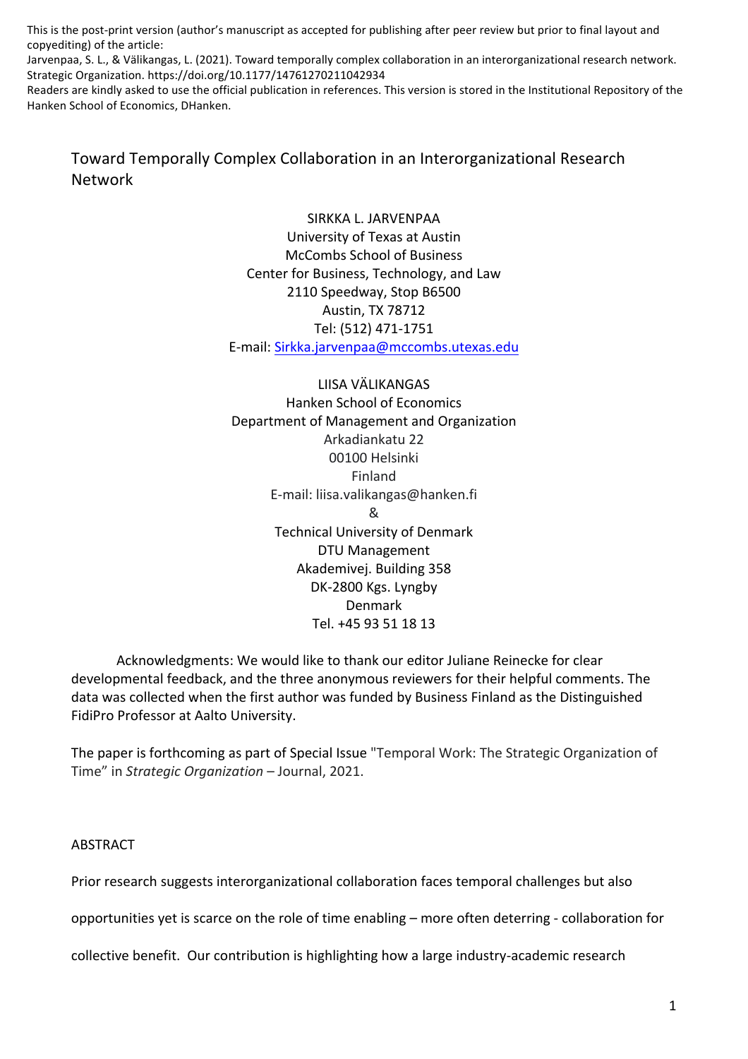This is the post-print version (author's manuscript as accepted for publishing after peer review but prior to final layout and copyediting) of the article:
Jarvenpaa, S. L., & Välikangas, L. (2021). Toward temporally complex collaboration in an interorganizational research network. Strategic Organization. https://doi.org/10.1177/14761270211042934
Readers are kindly asked to use the official publication in references. This version is stored in the Institutional Repository of the Hanken School of Economics, DHanken.

# Toward Temporally Complex Collaboration in an Interorganizational Research Network

SIRKKA L. JARVENPAA
University of Texas at Austin
McCombs School of Business
Center for Business, Technology, and Law
2110 Speedway, Stop B6500
Austin, TX 78712
Tel: (512) 471-1751
E-mail: Sirkka.jarvenpaa@mccombs.utexas.edu

LIISA VÄLIKANGAS
Hanken School of Economics
Department of Management and Organization
Arkadiankatu 22
00100 Helsinki
Finland
E-mail: liisa.valikangas@hanken.fi
&
Technical University of Denmark
DTU Management
Akademivej. Building 358
DK-2800 Kgs. Lyngby
Denmark
Tel. +45 93 51 18 13

Acknowledgments: We would like to thank our editor Juliane Reinecke for clear developmental feedback, and the three anonymous reviewers for their helpful comments. The data was collected when the first author was funded by Business Finland as the Distinguished FidiPro Professor at Aalto University.

The paper is forthcoming as part of Special Issue "Temporal Work: The Strategic Organization of Time" in *Strategic Organization* – Journal, 2021.

## ABSTRACT

Prior research suggests interorganizational collaboration faces temporal challenges but also opportunities yet is scarce on the role of time enabling – more often deterring - collaboration for collective benefit. Our contribution is highlighting how a large industry-academic research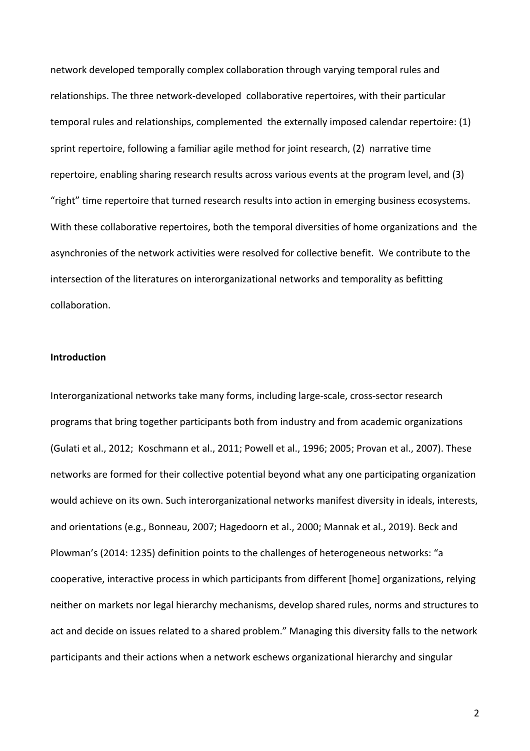network developed temporally complex collaboration through varying temporal rules and relationships. The three network-developed collaborative repertoires, with their particular temporal rules and relationships, complemented the externally imposed calendar repertoire: (1) sprint repertoire, following a familiar agile method for joint research, (2) narrative time repertoire, enabling sharing research results across various events at the program level, and (3) "right" time repertoire that turned research results into action in emerging business ecosystems. With these collaborative repertoires, both the temporal diversities of home organizations and the asynchronies of the network activities were resolved for collective benefit. We contribute to the intersection of the literatures on interorganizational networks and temporality as befitting collaboration.

**Introduction**

Interorganizational networks take many forms, including large-scale, cross-sector research programs that bring together participants both from industry and from academic organizations (Gulati et al., 2012; Koschmann et al., 2011; Powell et al., 1996; 2005; Provan et al., 2007). These networks are formed for their collective potential beyond what any one participating organization would achieve on its own. Such interorganizational networks manifest diversity in ideals, interests, and orientations (e.g., Bonneau, 2007; Hagedoorn et al., 2000; Mannak et al., 2019). Beck and Plowman's (2014: 1235) definition points to the challenges of heterogeneous networks: "a cooperative, interactive process in which participants from different [home] organizations, relying neither on markets nor legal hierarchy mechanisms, develop shared rules, norms and structures to act and decide on issues related to a shared problem." Managing this diversity falls to the network participants and their actions when a network eschews organizational hierarchy and singular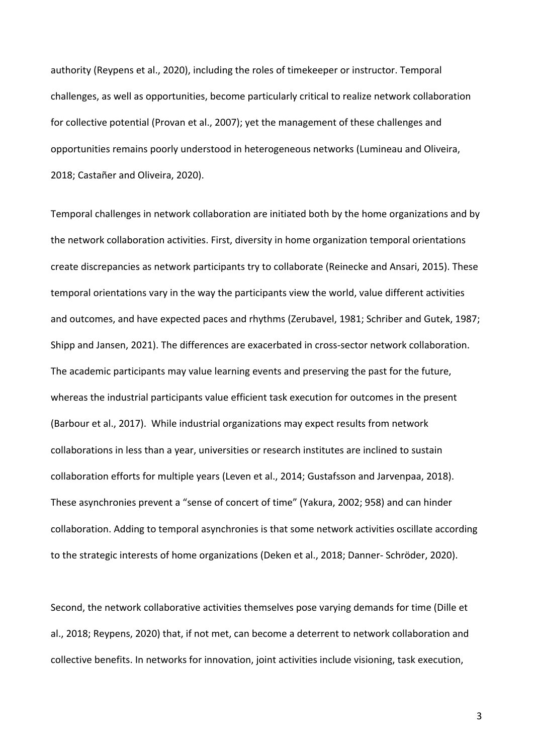authority (Reypens et al., 2020), including the roles of timekeeper or instructor. Temporal challenges, as well as opportunities, become particularly critical to realize network collaboration for collective potential (Provan et al., 2007); yet the management of these challenges and opportunities remains poorly understood in heterogeneous networks (Lumineau and Oliveira, 2018; Castañer and Oliveira, 2020).

Temporal challenges in network collaboration are initiated both by the home organizations and by the network collaboration activities. First, diversity in home organization temporal orientations create discrepancies as network participants try to collaborate (Reinecke and Ansari, 2015). These temporal orientations vary in the way the participants view the world, value different activities and outcomes, and have expected paces and rhythms (Zerubavel, 1981; Schriber and Gutek, 1987; Shipp and Jansen, 2021). The differences are exacerbated in cross-sector network collaboration. The academic participants may value learning events and preserving the past for the future, whereas the industrial participants value efficient task execution for outcomes in the present (Barbour et al., 2017). While industrial organizations may expect results from network collaborations in less than a year, universities or research institutes are inclined to sustain collaboration efforts for multiple years (Leven et al., 2014; Gustafsson and Jarvenpaa, 2018). These asynchronies prevent a "sense of concert of time" (Yakura, 2002; 958) and can hinder collaboration. Adding to temporal asynchronies is that some network activities oscillate according to the strategic interests of home organizations (Deken et al., 2018; Danner- Schröder, 2020).

Second, the network collaborative activities themselves pose varying demands for time (Dille et al., 2018; Reypens, 2020) that, if not met, can become a deterrent to network collaboration and collective benefits. In networks for innovation, joint activities include visioning, task execution,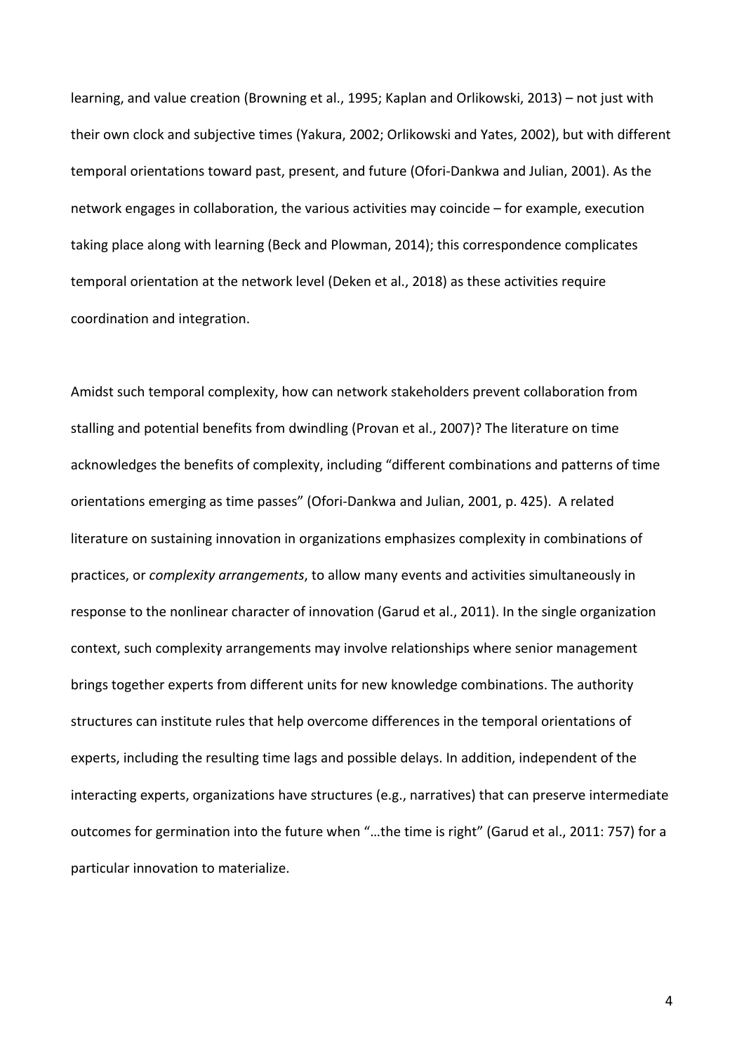learning, and value creation (Browning et al., 1995; Kaplan and Orlikowski, 2013) – not just with their own clock and subjective times (Yakura, 2002; Orlikowski and Yates, 2002), but with different temporal orientations toward past, present, and future (Ofori-Dankwa and Julian, 2001). As the network engages in collaboration, the various activities may coincide – for example, execution taking place along with learning (Beck and Plowman, 2014); this correspondence complicates temporal orientation at the network level (Deken et al., 2018) as these activities require coordination and integration.

Amidst such temporal complexity, how can network stakeholders prevent collaboration from stalling and potential benefits from dwindling (Provan et al., 2007)? The literature on time acknowledges the benefits of complexity, including "different combinations and patterns of time orientations emerging as time passes" (Ofori-Dankwa and Julian, 2001, p. 425). A related literature on sustaining innovation in organizations emphasizes complexity in combinations of practices, or *complexity arrangements*, to allow many events and activities simultaneously in response to the nonlinear character of innovation (Garud et al., 2011). In the single organization context, such complexity arrangements may involve relationships where senior management brings together experts from different units for new knowledge combinations. The authority structures can institute rules that help overcome differences in the temporal orientations of experts, including the resulting time lags and possible delays. In addition, independent of the interacting experts, organizations have structures (e.g., narratives) that can preserve intermediate outcomes for germination into the future when "…the time is right" (Garud et al., 2011: 757) for a particular innovation to materialize.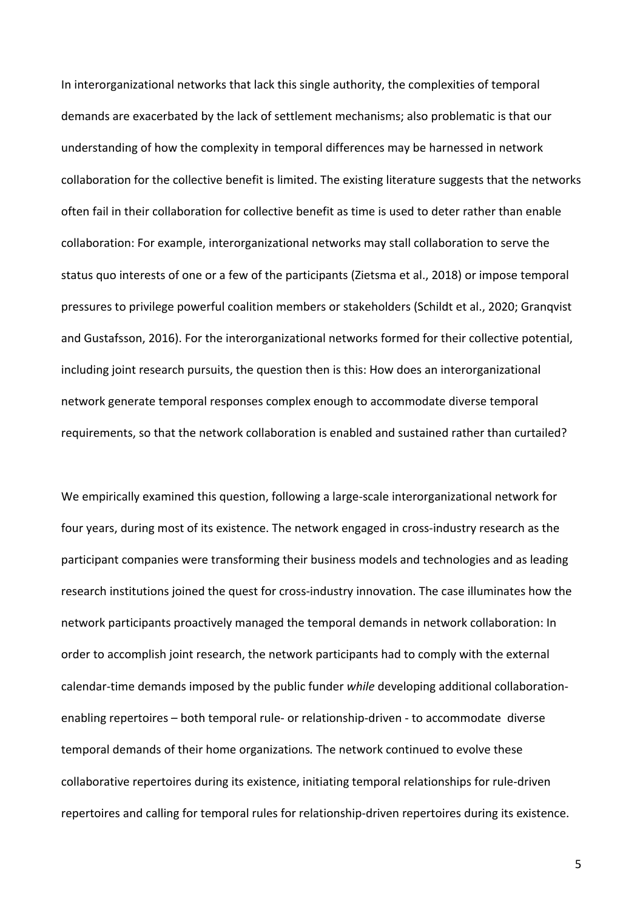In interorganizational networks that lack this single authority, the complexities of temporal demands are exacerbated by the lack of settlement mechanisms; also problematic is that our understanding of how the complexity in temporal differences may be harnessed in network collaboration for the collective benefit is limited. The existing literature suggests that the networks often fail in their collaboration for collective benefit as time is used to deter rather than enable collaboration: For example, interorganizational networks may stall collaboration to serve the status quo interests of one or a few of the participants (Zietsma et al., 2018) or impose temporal pressures to privilege powerful coalition members or stakeholders (Schildt et al., 2020; Granqvist and Gustafsson, 2016). For the interorganizational networks formed for their collective potential, including joint research pursuits, the question then is this: How does an interorganizational network generate temporal responses complex enough to accommodate diverse temporal requirements, so that the network collaboration is enabled and sustained rather than curtailed?

We empirically examined this question, following a large-scale interorganizational network for four years, during most of its existence. The network engaged in cross-industry research as the participant companies were transforming their business models and technologies and as leading research institutions joined the quest for cross-industry innovation. The case illuminates how the network participants proactively managed the temporal demands in network collaboration: In order to accomplish joint research, the network participants had to comply with the external calendar-time demands imposed by the public funder *while* developing additional collaboration-enabling repertoires – both temporal rule- or relationship-driven - to accommodate diverse temporal demands of their home organizations*.* The network continued to evolve these collaborative repertoires during its existence, initiating temporal relationships for rule-driven repertoires and calling for temporal rules for relationship-driven repertoires during its existence.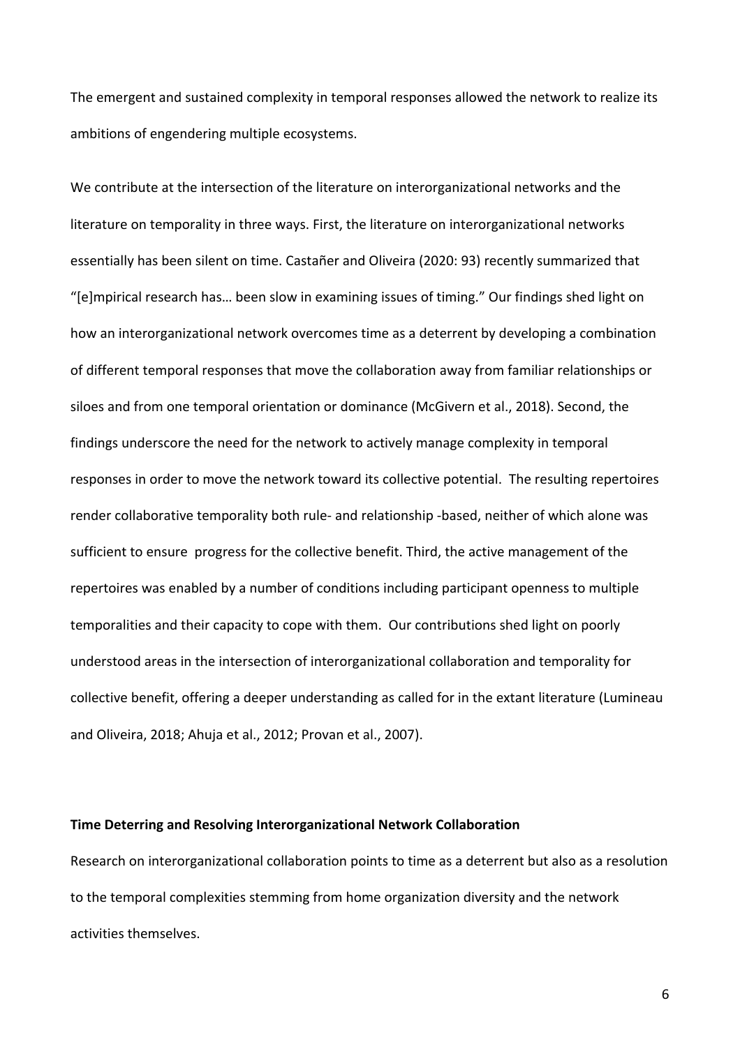The emergent and sustained complexity in temporal responses allowed the network to realize its ambitions of engendering multiple ecosystems.

We contribute at the intersection of the literature on interorganizational networks and the literature on temporality in three ways. First, the literature on interorganizational networks essentially has been silent on time. Castañer and Oliveira (2020: 93) recently summarized that "[e]mpirical research has… been slow in examining issues of timing." Our findings shed light on how an interorganizational network overcomes time as a deterrent by developing a combination of different temporal responses that move the collaboration away from familiar relationships or siloes and from one temporal orientation or dominance (McGivern et al., 2018). Second, the findings underscore the need for the network to actively manage complexity in temporal responses in order to move the network toward its collective potential. The resulting repertoires render collaborative temporality both rule- and relationship -based, neither of which alone was sufficient to ensure progress for the collective benefit. Third, the active management of the repertoires was enabled by a number of conditions including participant openness to multiple temporalities and their capacity to cope with them. Our contributions shed light on poorly understood areas in the intersection of interorganizational collaboration and temporality for collective benefit, offering a deeper understanding as called for in the extant literature (Lumineau and Oliveira, 2018; Ahuja et al., 2012; Provan et al., 2007).

**Time Deterring and Resolving Interorganizational Network Collaboration**

Research on interorganizational collaboration points to time as a deterrent but also as a resolution to the temporal complexities stemming from home organization diversity and the network activities themselves.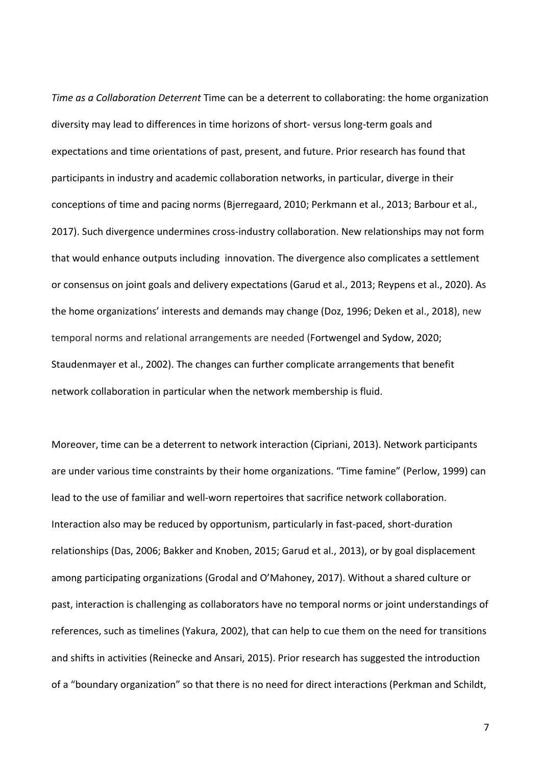*Time as a Collaboration Deterrent* Time can be a deterrent to collaborating: the home organization diversity may lead to differences in time horizons of short- versus long-term goals and expectations and time orientations of past, present, and future. Prior research has found that participants in industry and academic collaboration networks, in particular, diverge in their conceptions of time and pacing norms (Bjerregaard, 2010; Perkmann et al., 2013; Barbour et al., 2017). Such divergence undermines cross-industry collaboration. New relationships may not form that would enhance outputs including innovation. The divergence also complicates a settlement or consensus on joint goals and delivery expectations (Garud et al., 2013; Reypens et al., 2020). As the home organizations' interests and demands may change (Doz, 1996; Deken et al., 2018), new temporal norms and relational arrangements are needed (Fortwengel and Sydow, 2020; Staudenmayer et al., 2002). The changes can further complicate arrangements that benefit network collaboration in particular when the network membership is fluid.

Moreover, time can be a deterrent to network interaction (Cipriani, 2013). Network participants are under various time constraints by their home organizations. "Time famine" (Perlow, 1999) can lead to the use of familiar and well-worn repertoires that sacrifice network collaboration. Interaction also may be reduced by opportunism, particularly in fast-paced, short-duration relationships (Das, 2006; Bakker and Knoben, 2015; Garud et al., 2013), or by goal displacement among participating organizations (Grodal and O'Mahoney, 2017). Without a shared culture or past, interaction is challenging as collaborators have no temporal norms or joint understandings of references, such as timelines (Yakura, 2002), that can help to cue them on the need for transitions and shifts in activities (Reinecke and Ansari, 2015). Prior research has suggested the introduction of a "boundary organization" so that there is no need for direct interactions (Perkman and Schildt,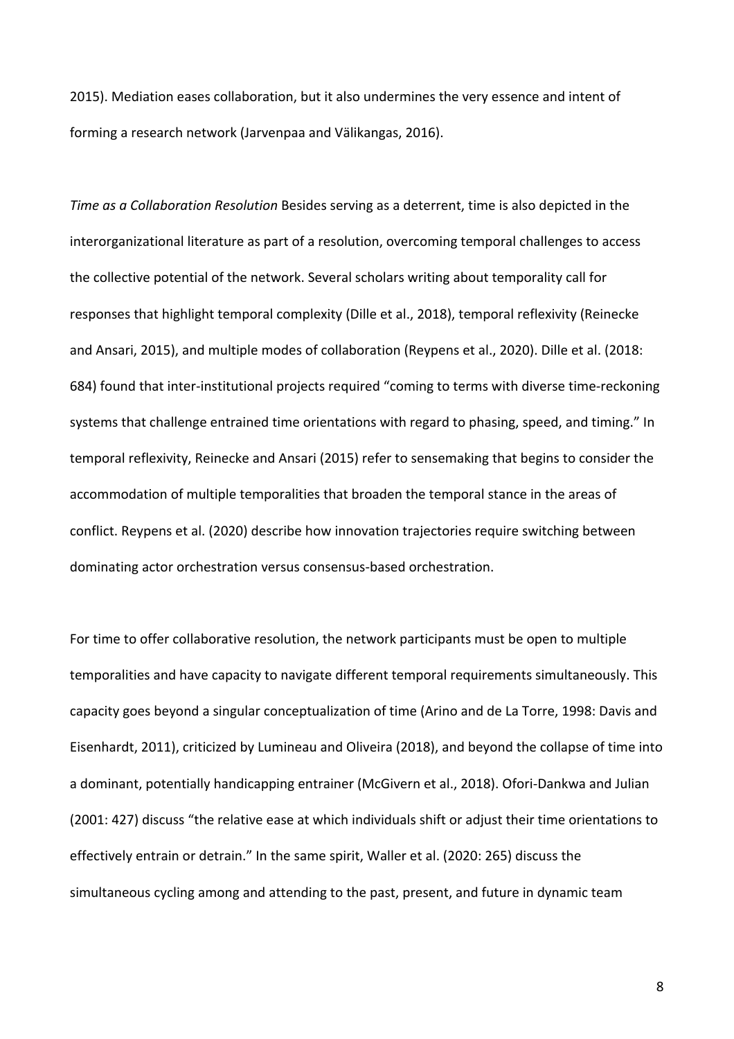2015). Mediation eases collaboration, but it also undermines the very essence and intent of forming a research network (Jarvenpaa and Välikangas, 2016).

*Time as a Collaboration Resolution* Besides serving as a deterrent, time is also depicted in the interorganizational literature as part of a resolution, overcoming temporal challenges to access the collective potential of the network. Several scholars writing about temporality call for responses that highlight temporal complexity (Dille et al., 2018), temporal reflexivity (Reinecke and Ansari, 2015), and multiple modes of collaboration (Reypens et al., 2020). Dille et al. (2018: 684) found that inter-institutional projects required “coming to terms with diverse time-reckoning systems that challenge entrained time orientations with regard to phasing, speed, and timing.” In temporal reflexivity, Reinecke and Ansari (2015) refer to sensemaking that begins to consider the accommodation of multiple temporalities that broaden the temporal stance in the areas of conflict. Reypens et al. (2020) describe how innovation trajectories require switching between dominating actor orchestration versus consensus-based orchestration.

For time to offer collaborative resolution, the network participants must be open to multiple temporalities and have capacity to navigate different temporal requirements simultaneously. This capacity goes beyond a singular conceptualization of time (Arino and de La Torre, 1998: Davis and Eisenhardt, 2011), criticized by Lumineau and Oliveira (2018), and beyond the collapse of time into a dominant, potentially handicapping entrainer (McGivern et al., 2018). Ofori-Dankwa and Julian (2001: 427) discuss “the relative ease at which individuals shift or adjust their time orientations to effectively entrain or detrain.” In the same spirit, Waller et al. (2020: 265) discuss the simultaneous cycling among and attending to the past, present, and future in dynamic team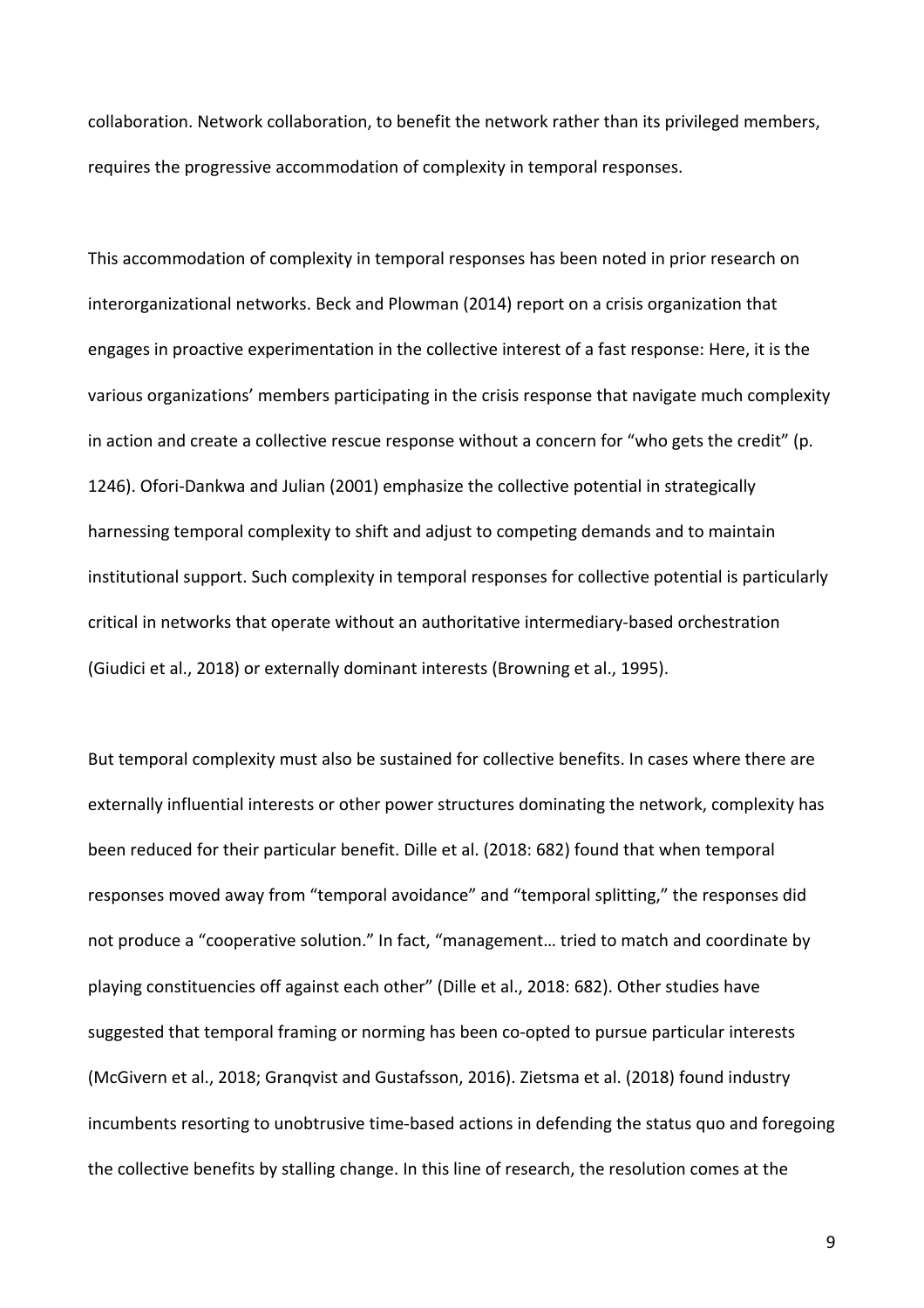collaboration. Network collaboration, to benefit the network rather than its privileged members, requires the progressive accommodation of complexity in temporal responses.

This accommodation of complexity in temporal responses has been noted in prior research on interorganizational networks. Beck and Plowman (2014) report on a crisis organization that engages in proactive experimentation in the collective interest of a fast response: Here, it is the various organizations' members participating in the crisis response that navigate much complexity in action and create a collective rescue response without a concern for "who gets the credit" (p. 1246). Ofori-Dankwa and Julian (2001) emphasize the collective potential in strategically harnessing temporal complexity to shift and adjust to competing demands and to maintain institutional support. Such complexity in temporal responses for collective potential is particularly critical in networks that operate without an authoritative intermediary-based orchestration (Giudici et al., 2018) or externally dominant interests (Browning et al., 1995).

But temporal complexity must also be sustained for collective benefits. In cases where there are externally influential interests or other power structures dominating the network, complexity has been reduced for their particular benefit. Dille et al. (2018: 682) found that when temporal responses moved away from "temporal avoidance" and "temporal splitting," the responses did not produce a "cooperative solution." In fact, "management… tried to match and coordinate by playing constituencies off against each other" (Dille et al., 2018: 682). Other studies have suggested that temporal framing or norming has been co-opted to pursue particular interests (McGivern et al., 2018; Granqvist and Gustafsson, 2016). Zietsma et al. (2018) found industry incumbents resorting to unobtrusive time-based actions in defending the status quo and foregoing the collective benefits by stalling change. In this line of research, the resolution comes at the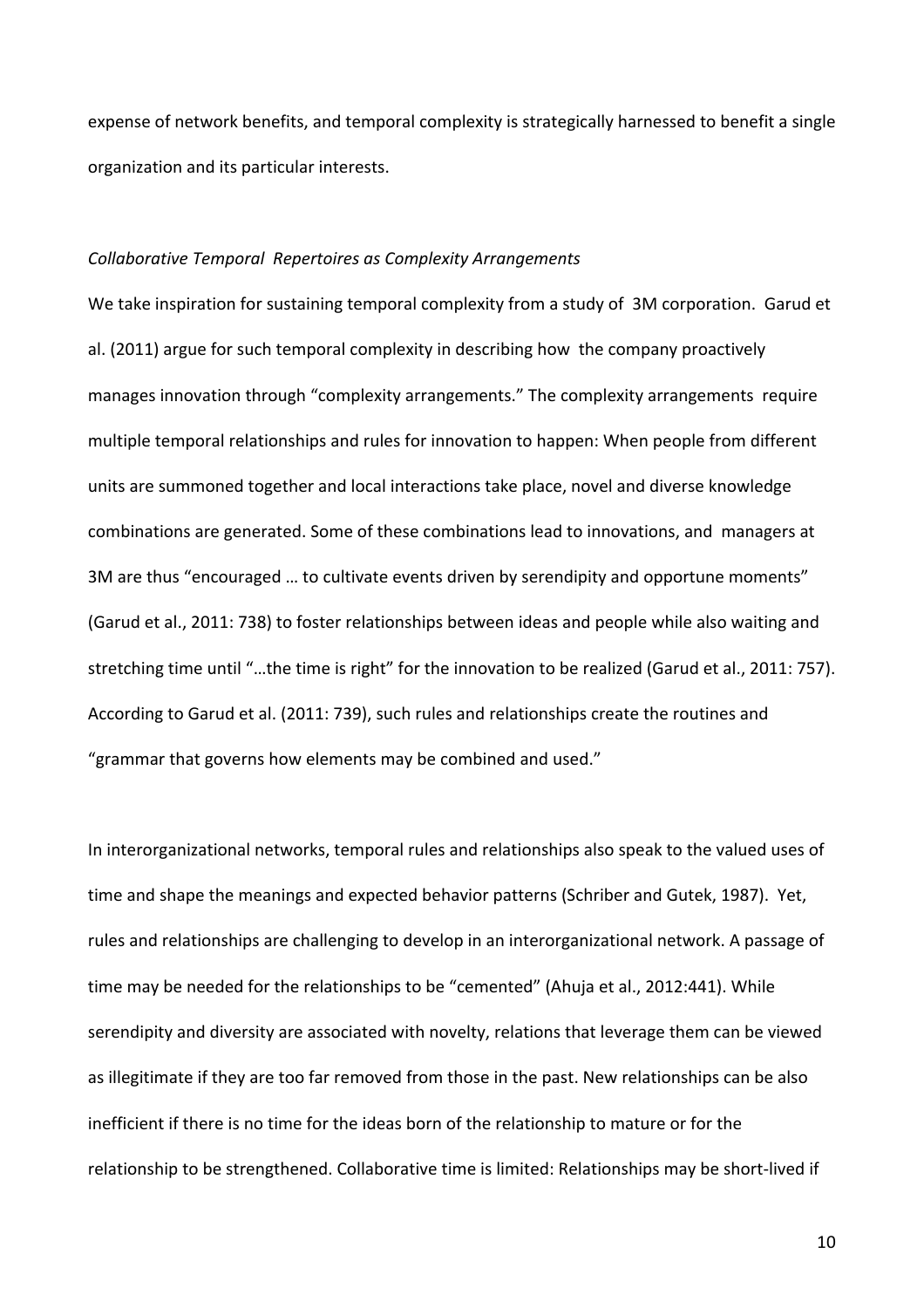expense of network benefits, and temporal complexity is strategically harnessed to benefit a single organization and its particular interests.

*Collaborative Temporal Repertoires as Complexity Arrangements*

We take inspiration for sustaining temporal complexity from a study of 3M corporation. Garud et al. (2011) argue for such temporal complexity in describing how the company proactively manages innovation through "complexity arrangements." The complexity arrangements require multiple temporal relationships and rules for innovation to happen: When people from different units are summoned together and local interactions take place, novel and diverse knowledge combinations are generated. Some of these combinations lead to innovations, and managers at 3M are thus "encouraged … to cultivate events driven by serendipity and opportune moments" (Garud et al., 2011: 738) to foster relationships between ideas and people while also waiting and stretching time until "…the time is right" for the innovation to be realized (Garud et al., 2011: 757). According to Garud et al. (2011: 739), such rules and relationships create the routines and "grammar that governs how elements may be combined and used."

In interorganizational networks, temporal rules and relationships also speak to the valued uses of time and shape the meanings and expected behavior patterns (Schriber and Gutek, 1987). Yet, rules and relationships are challenging to develop in an interorganizational network. A passage of time may be needed for the relationships to be "cemented" (Ahuja et al., 2012:441). While serendipity and diversity are associated with novelty, relations that leverage them can be viewed as illegitimate if they are too far removed from those in the past. New relationships can be also inefficient if there is no time for the ideas born of the relationship to mature or for the relationship to be strengthened. Collaborative time is limited: Relationships may be short-lived if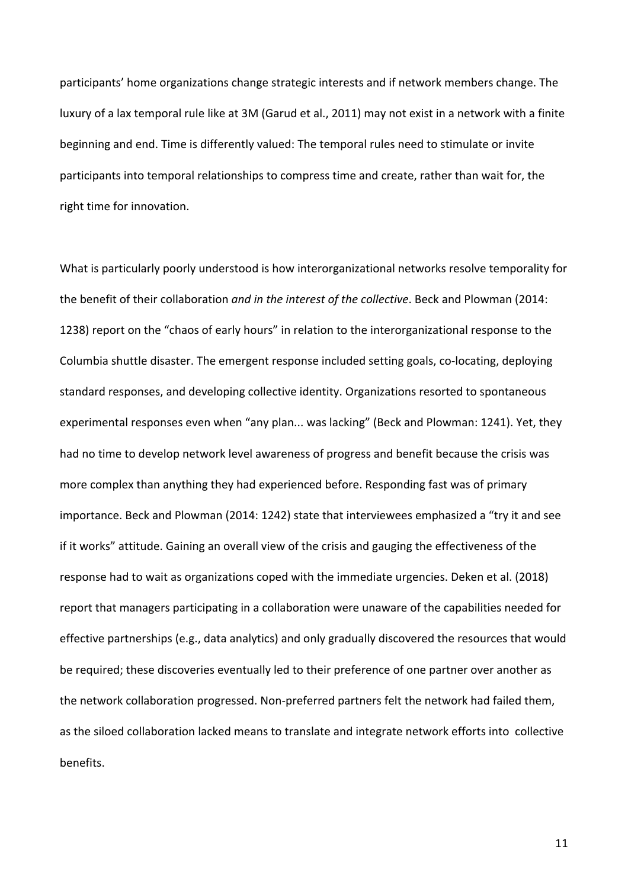participants' home organizations change strategic interests and if network members change. The luxury of a lax temporal rule like at 3M (Garud et al., 2011) may not exist in a network with a finite beginning and end. Time is differently valued: The temporal rules need to stimulate or invite participants into temporal relationships to compress time and create, rather than wait for, the right time for innovation.

What is particularly poorly understood is how interorganizational networks resolve temporality for the benefit of their collaboration *and in the interest of the collective*. Beck and Plowman (2014: 1238) report on the "chaos of early hours" in relation to the interorganizational response to the Columbia shuttle disaster. The emergent response included setting goals, co-locating, deploying standard responses, and developing collective identity. Organizations resorted to spontaneous experimental responses even when "any plan... was lacking" (Beck and Plowman: 1241). Yet, they had no time to develop network level awareness of progress and benefit because the crisis was more complex than anything they had experienced before. Responding fast was of primary importance. Beck and Plowman (2014: 1242) state that interviewees emphasized a "try it and see if it works" attitude. Gaining an overall view of the crisis and gauging the effectiveness of the response had to wait as organizations coped with the immediate urgencies. Deken et al. (2018) report that managers participating in a collaboration were unaware of the capabilities needed for effective partnerships (e.g., data analytics) and only gradually discovered the resources that would be required; these discoveries eventually led to their preference of one partner over another as the network collaboration progressed. Non-preferred partners felt the network had failed them, as the siloed collaboration lacked means to translate and integrate network efforts into collective benefits.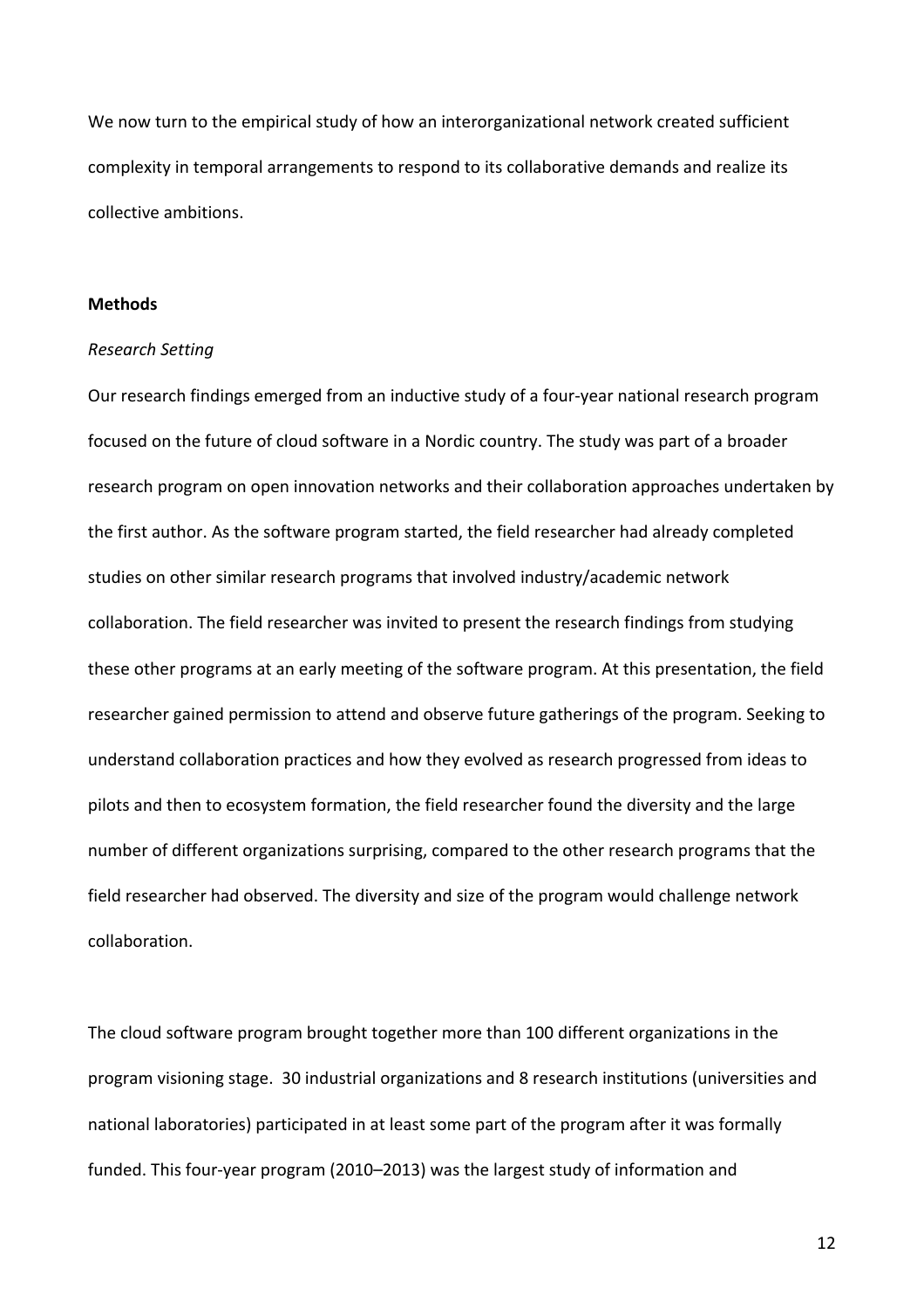We now turn to the empirical study of how an interorganizational network created sufficient complexity in temporal arrangements to respond to its collaborative demands and realize its collective ambitions.

## Methods

### *Research Setting*

Our research findings emerged from an inductive study of a four-year national research program focused on the future of cloud software in a Nordic country. The study was part of a broader research program on open innovation networks and their collaboration approaches undertaken by the first author. As the software program started, the field researcher had already completed studies on other similar research programs that involved industry/academic network collaboration. The field researcher was invited to present the research findings from studying these other programs at an early meeting of the software program. At this presentation, the field researcher gained permission to attend and observe future gatherings of the program. Seeking to understand collaboration practices and how they evolved as research progressed from ideas to pilots and then to ecosystem formation, the field researcher found the diversity and the large number of different organizations surprising, compared to the other research programs that the field researcher had observed. The diversity and size of the program would challenge network collaboration.

The cloud software program brought together more than 100 different organizations in the program visioning stage. 30 industrial organizations and 8 research institutions (universities and national laboratories) participated in at least some part of the program after it was formally funded. This four-year program (2010–2013) was the largest study of information and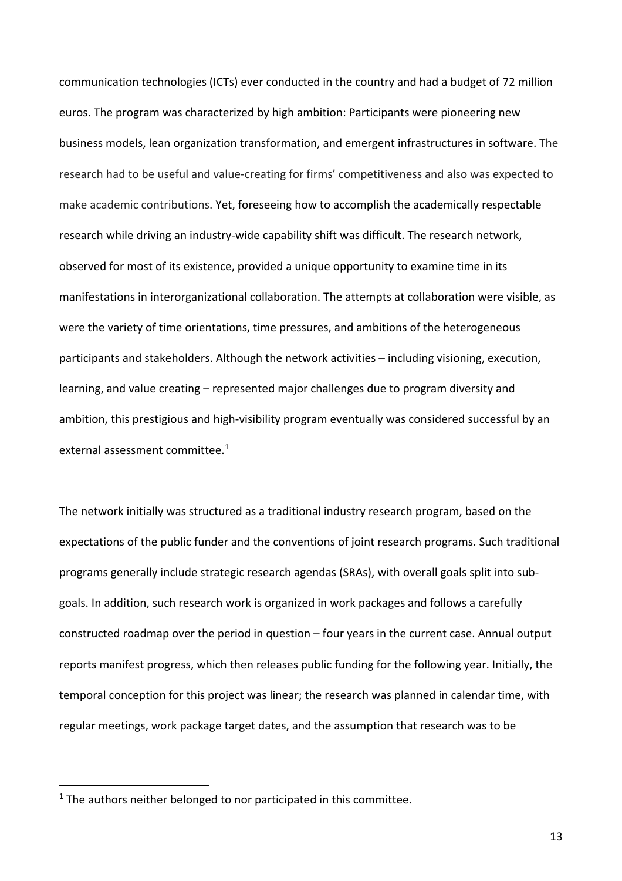communication technologies (ICTs) ever conducted in the country and had a budget of 72 million euros. The program was characterized by high ambition: Participants were pioneering new business models, lean organization transformation, and emergent infrastructures in software. The research had to be useful and value-creating for firms' competitiveness and also was expected to make academic contributions. Yet, foreseeing how to accomplish the academically respectable research while driving an industry-wide capability shift was difficult. The research network, observed for most of its existence, provided a unique opportunity to examine time in its manifestations in interorganizational collaboration. The attempts at collaboration were visible, as were the variety of time orientations, time pressures, and ambitions of the heterogeneous participants and stakeholders. Although the network activities – including visioning, execution, learning, and value creating – represented major challenges due to program diversity and ambition, this prestigious and high-visibility program eventually was considered successful by an external assessment committee.[1]

The network initially was structured as a traditional industry research program, based on the expectations of the public funder and the conventions of joint research programs. Such traditional programs generally include strategic research agendas (SRAs), with overall goals split into sub-goals. In addition, such research work is organized in work packages and follows a carefully constructed roadmap over the period in question – four years in the current case. Annual output reports manifest progress, which then releases public funding for the following year. Initially, the temporal conception for this project was linear; the research was planned in calendar time, with regular meetings, work package target dates, and the assumption that research was to be

[1] The authors neither belonged to nor participated in this committee.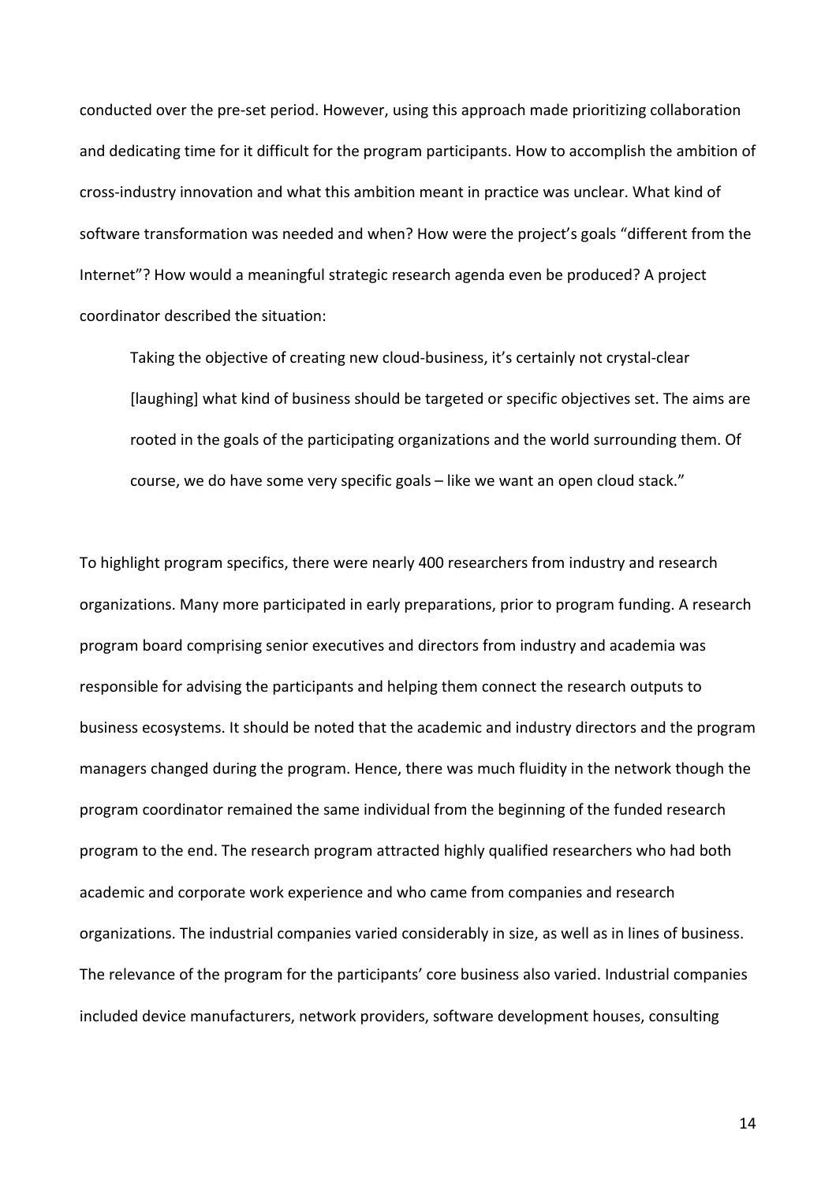conducted over the pre-set period. However, using this approach made prioritizing collaboration and dedicating time for it difficult for the program participants. How to accomplish the ambition of cross-industry innovation and what this ambition meant in practice was unclear. What kind of software transformation was needed and when? How were the project's goals "different from the Internet"? How would a meaningful strategic research agenda even be produced? A project coordinator described the situation:

> Taking the objective of creating new cloud-business, it's certainly not crystal-clear [laughing] what kind of business should be targeted or specific objectives set. The aims are rooted in the goals of the participating organizations and the world surrounding them. Of course, we do have some very specific goals – like we want an open cloud stack."

To highlight program specifics, there were nearly 400 researchers from industry and research organizations. Many more participated in early preparations, prior to program funding. A research program board comprising senior executives and directors from industry and academia was responsible for advising the participants and helping them connect the research outputs to business ecosystems. It should be noted that the academic and industry directors and the program managers changed during the program. Hence, there was much fluidity in the network though the program coordinator remained the same individual from the beginning of the funded research program to the end. The research program attracted highly qualified researchers who had both academic and corporate work experience and who came from companies and research organizations. The industrial companies varied considerably in size, as well as in lines of business. The relevance of the program for the participants' core business also varied. Industrial companies included device manufacturers, network providers, software development houses, consulting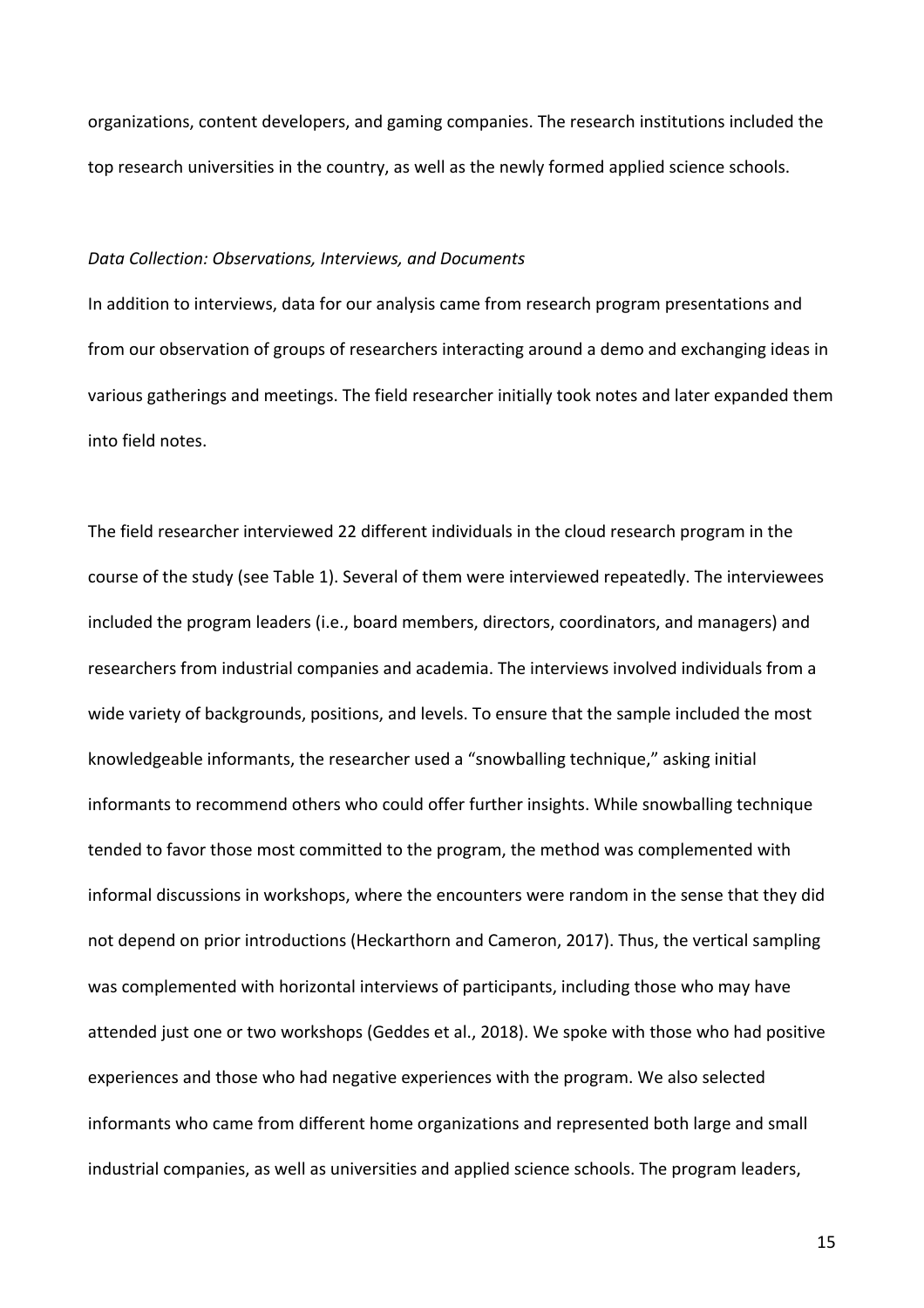organizations, content developers, and gaming companies. The research institutions included the top research universities in the country, as well as the newly formed applied science schools.

*Data Collection: Observations, Interviews, and Documents*

In addition to interviews, data for our analysis came from research program presentations and from our observation of groups of researchers interacting around a demo and exchanging ideas in various gatherings and meetings. The field researcher initially took notes and later expanded them into field notes.

The field researcher interviewed 22 different individuals in the cloud research program in the course of the study (see Table 1). Several of them were interviewed repeatedly. The interviewees included the program leaders (i.e., board members, directors, coordinators, and managers) and researchers from industrial companies and academia. The interviews involved individuals from a wide variety of backgrounds, positions, and levels. To ensure that the sample included the most knowledgeable informants, the researcher used a "snowballing technique," asking initial informants to recommend others who could offer further insights. While snowballing technique tended to favor those most committed to the program, the method was complemented with informal discussions in workshops, where the encounters were random in the sense that they did not depend on prior introductions (Heckarthorn and Cameron, 2017). Thus, the vertical sampling was complemented with horizontal interviews of participants, including those who may have attended just one or two workshops (Geddes et al., 2018). We spoke with those who had positive experiences and those who had negative experiences with the program. We also selected informants who came from different home organizations and represented both large and small industrial companies, as well as universities and applied science schools. The program leaders,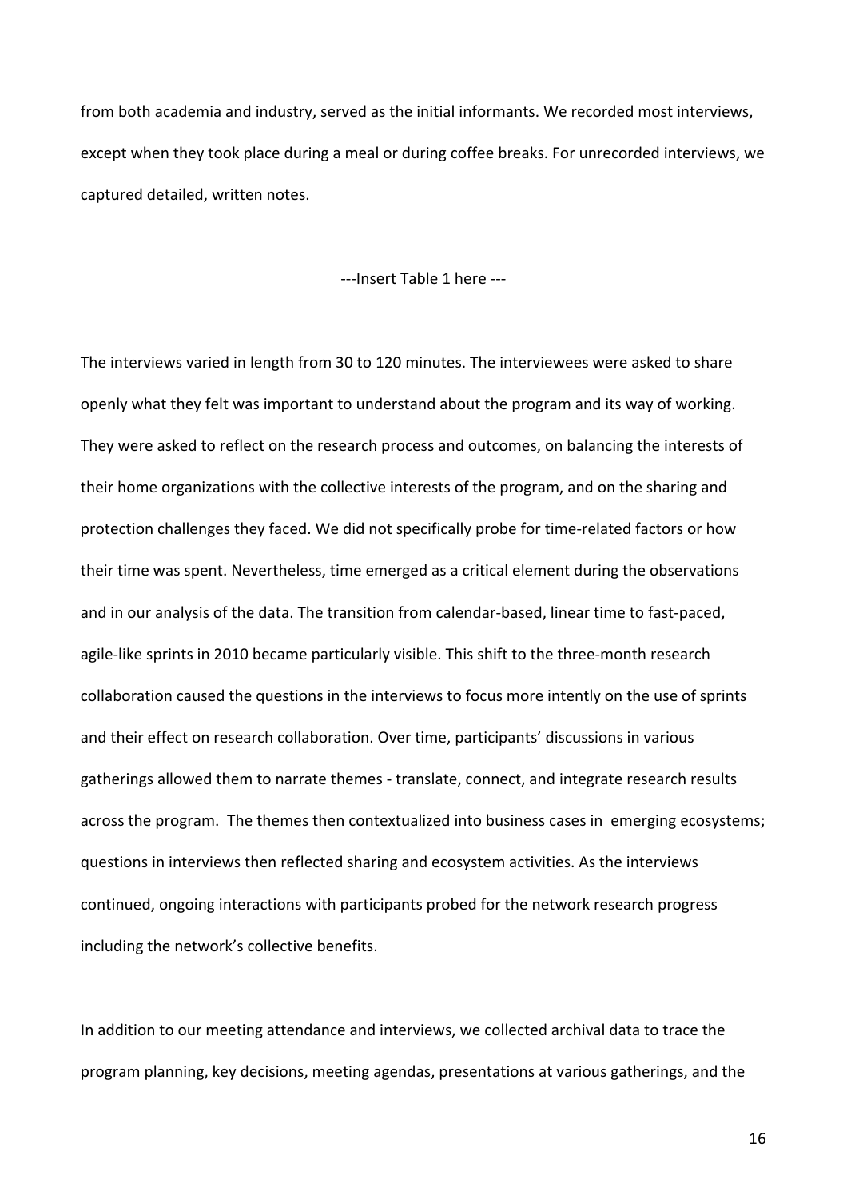from both academia and industry, served as the initial informants. We recorded most interviews, except when they took place during a meal or during coffee breaks. For unrecorded interviews, we captured detailed, written notes.

---Insert Table 1 here ---

The interviews varied in length from 30 to 120 minutes. The interviewees were asked to share openly what they felt was important to understand about the program and its way of working. They were asked to reflect on the research process and outcomes, on balancing the interests of their home organizations with the collective interests of the program, and on the sharing and protection challenges they faced. We did not specifically probe for time-related factors or how their time was spent. Nevertheless, time emerged as a critical element during the observations and in our analysis of the data. The transition from calendar-based, linear time to fast-paced, agile-like sprints in 2010 became particularly visible. This shift to the three-month research collaboration caused the questions in the interviews to focus more intently on the use of sprints and their effect on research collaboration. Over time, participants' discussions in various gatherings allowed them to narrate themes - translate, connect, and integrate research results across the program. The themes then contextualized into business cases in emerging ecosystems; questions in interviews then reflected sharing and ecosystem activities. As the interviews continued, ongoing interactions with participants probed for the network research progress including the network's collective benefits.

In addition to our meeting attendance and interviews, we collected archival data to trace the program planning, key decisions, meeting agendas, presentations at various gatherings, and the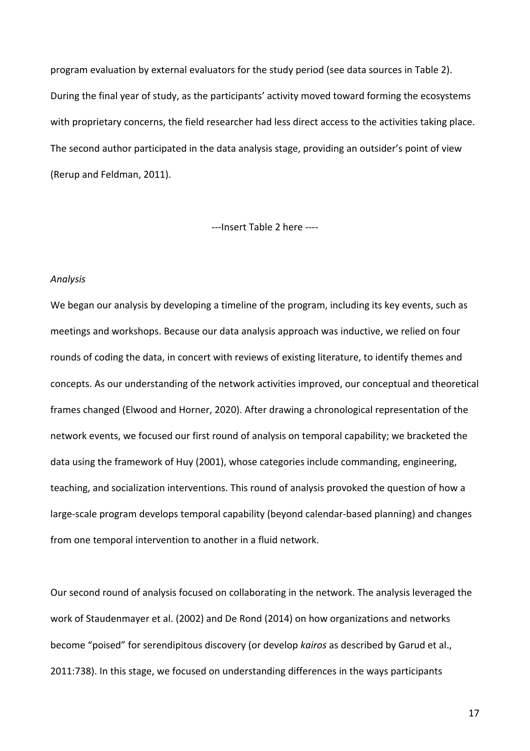program evaluation by external evaluators for the study period (see data sources in Table 2). During the final year of study, as the participants' activity moved toward forming the ecosystems with proprietary concerns, the field researcher had less direct access to the activities taking place. The second author participated in the data analysis stage, providing an outsider's point of view (Rerup and Feldman, 2011).

---Insert Table 2 here ----

*Analysis*

We began our analysis by developing a timeline of the program, including its key events, such as meetings and workshops. Because our data analysis approach was inductive, we relied on four rounds of coding the data, in concert with reviews of existing literature, to identify themes and concepts. As our understanding of the network activities improved, our conceptual and theoretical frames changed (Elwood and Horner, 2020). After drawing a chronological representation of the network events, we focused our first round of analysis on temporal capability; we bracketed the data using the framework of Huy (2001), whose categories include commanding, engineering, teaching, and socialization interventions. This round of analysis provoked the question of how a large-scale program develops temporal capability (beyond calendar-based planning) and changes from one temporal intervention to another in a fluid network.

Our second round of analysis focused on collaborating in the network. The analysis leveraged the work of Staudenmayer et al. (2002) and De Rond (2014) on how organizations and networks become "poised" for serendipitous discovery (or develop *kairos* as described by Garud et al., 2011:738). In this stage, we focused on understanding differences in the ways participants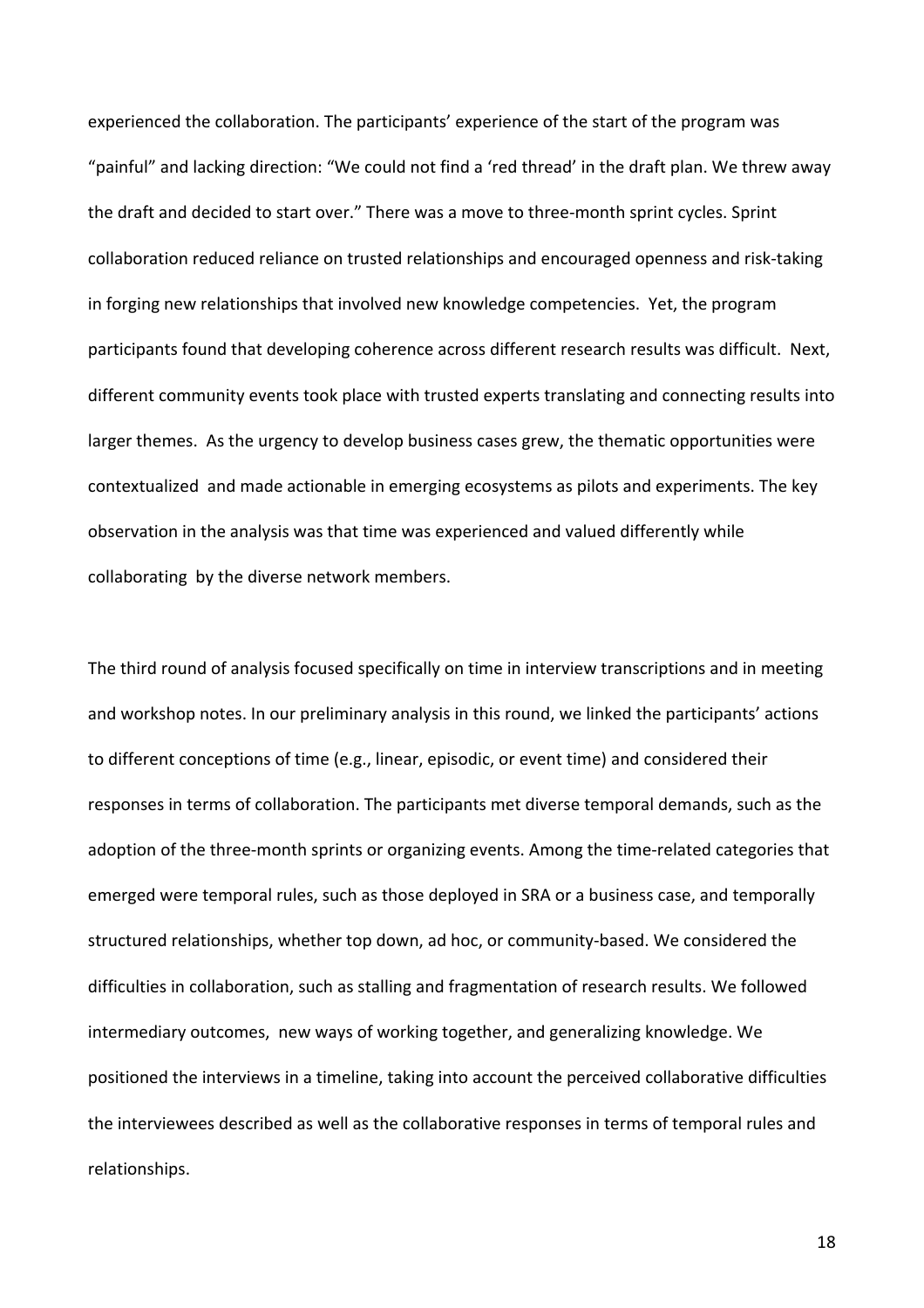experienced the collaboration. The participants' experience of the start of the program was "painful" and lacking direction: "We could not find a 'red thread' in the draft plan. We threw away the draft and decided to start over." There was a move to three-month sprint cycles. Sprint collaboration reduced reliance on trusted relationships and encouraged openness and risk-taking in forging new relationships that involved new knowledge competencies. Yet, the program participants found that developing coherence across different research results was difficult. Next, different community events took place with trusted experts translating and connecting results into larger themes. As the urgency to develop business cases grew, the thematic opportunities were contextualized and made actionable in emerging ecosystems as pilots and experiments. The key observation in the analysis was that time was experienced and valued differently while collaborating by the diverse network members.

The third round of analysis focused specifically on time in interview transcriptions and in meeting and workshop notes. In our preliminary analysis in this round, we linked the participants' actions to different conceptions of time (e.g., linear, episodic, or event time) and considered their responses in terms of collaboration. The participants met diverse temporal demands, such as the adoption of the three-month sprints or organizing events. Among the time-related categories that emerged were temporal rules, such as those deployed in SRA or a business case, and temporally structured relationships, whether top down, ad hoc, or community-based. We considered the difficulties in collaboration, such as stalling and fragmentation of research results. We followed intermediary outcomes, new ways of working together, and generalizing knowledge. We positioned the interviews in a timeline, taking into account the perceived collaborative difficulties the interviewees described as well as the collaborative responses in terms of temporal rules and relationships.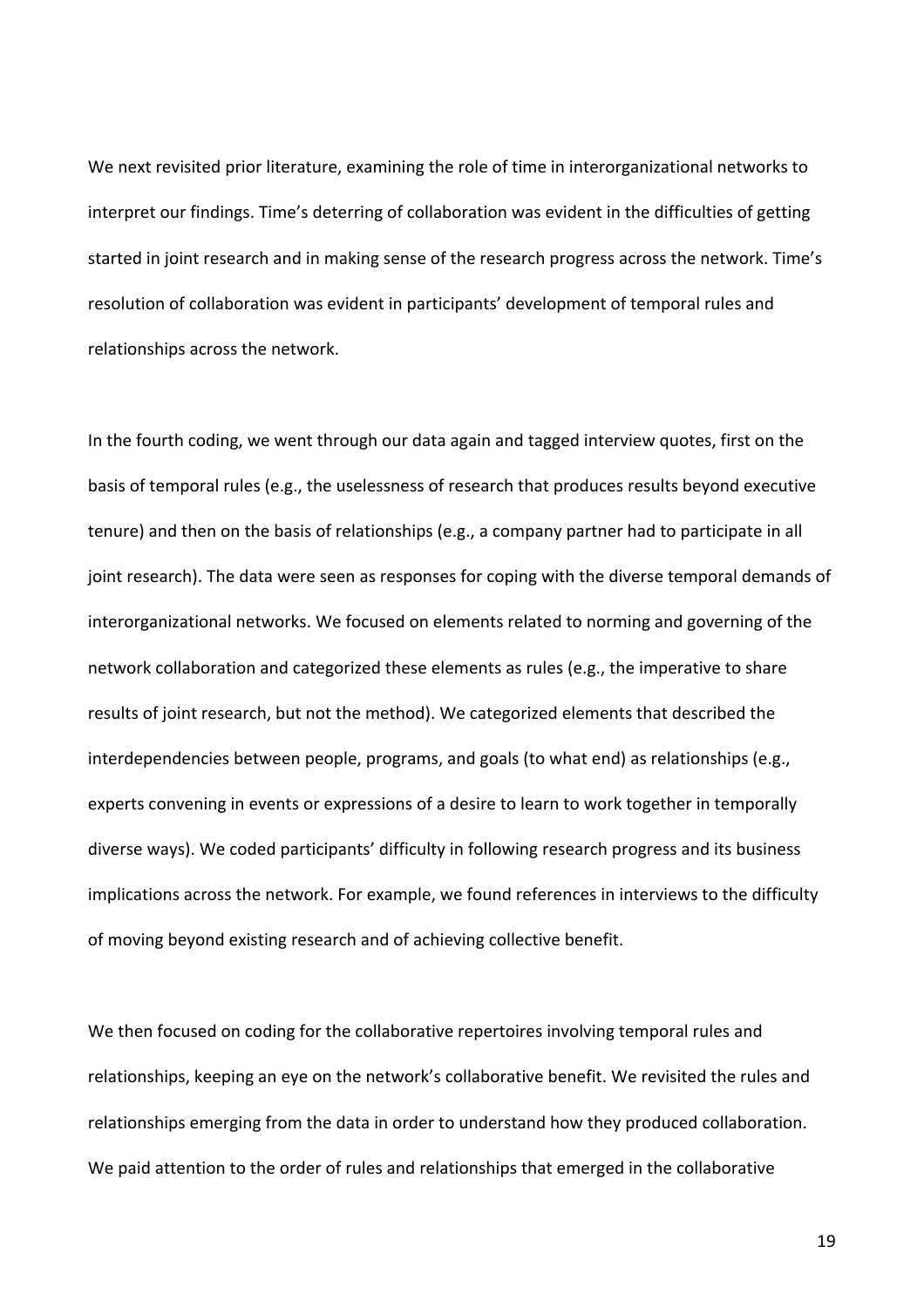We next revisited prior literature, examining the role of time in interorganizational networks to interpret our findings. Time's deterring of collaboration was evident in the difficulties of getting started in joint research and in making sense of the research progress across the network. Time's resolution of collaboration was evident in participants' development of temporal rules and relationships across the network.

In the fourth coding, we went through our data again and tagged interview quotes, first on the basis of temporal rules (e.g., the uselessness of research that produces results beyond executive tenure) and then on the basis of relationships (e.g., a company partner had to participate in all joint research). The data were seen as responses for coping with the diverse temporal demands of interorganizational networks. We focused on elements related to norming and governing of the network collaboration and categorized these elements as rules (e.g., the imperative to share results of joint research, but not the method). We categorized elements that described the interdependencies between people, programs, and goals (to what end) as relationships (e.g., experts convening in events or expressions of a desire to learn to work together in temporally diverse ways). We coded participants' difficulty in following research progress and its business implications across the network. For example, we found references in interviews to the difficulty of moving beyond existing research and of achieving collective benefit.

We then focused on coding for the collaborative repertoires involving temporal rules and relationships, keeping an eye on the network's collaborative benefit. We revisited the rules and relationships emerging from the data in order to understand how they produced collaboration. We paid attention to the order of rules and relationships that emerged in the collaborative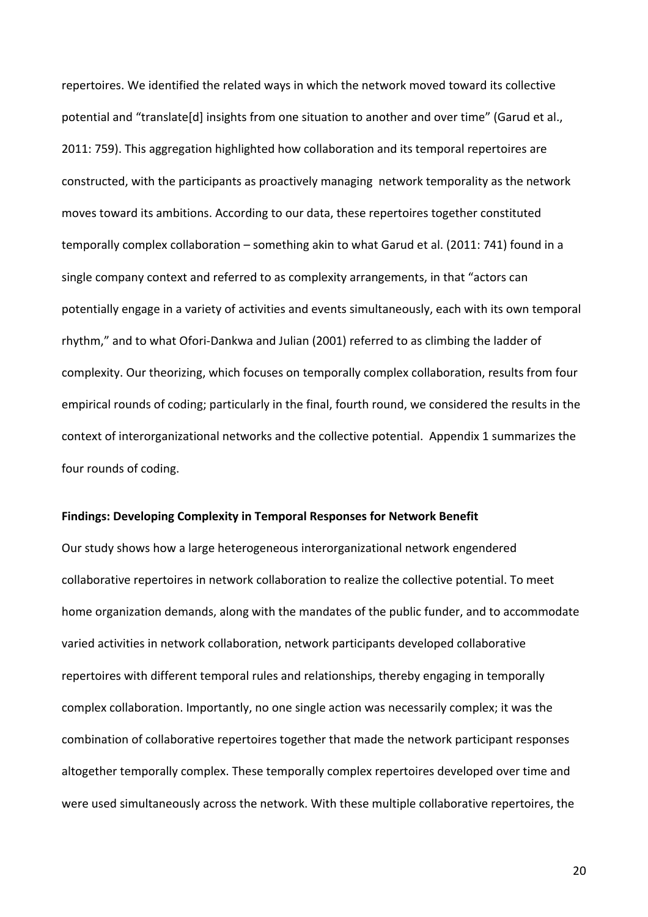repertoires. We identified the related ways in which the network moved toward its collective potential and "translate[d] insights from one situation to another and over time" (Garud et al., 2011: 759). This aggregation highlighted how collaboration and its temporal repertoires are constructed, with the participants as proactively managing network temporality as the network moves toward its ambitions. According to our data, these repertoires together constituted temporally complex collaboration – something akin to what Garud et al. (2011: 741) found in a single company context and referred to as complexity arrangements, in that "actors can potentially engage in a variety of activities and events simultaneously, each with its own temporal rhythm," and to what Ofori-Dankwa and Julian (2001) referred to as climbing the ladder of complexity. Our theorizing, which focuses on temporally complex collaboration, results from four empirical rounds of coding; particularly in the final, fourth round, we considered the results in the context of interorganizational networks and the collective potential. Appendix 1 summarizes the four rounds of coding.

**Findings: Developing Complexity in Temporal Responses for Network Benefit**

Our study shows how a large heterogeneous interorganizational network engendered collaborative repertoires in network collaboration to realize the collective potential. To meet home organization demands, along with the mandates of the public funder, and to accommodate varied activities in network collaboration, network participants developed collaborative repertoires with different temporal rules and relationships, thereby engaging in temporally complex collaboration. Importantly, no one single action was necessarily complex; it was the combination of collaborative repertoires together that made the network participant responses altogether temporally complex. These temporally complex repertoires developed over time and were used simultaneously across the network. With these multiple collaborative repertoires, the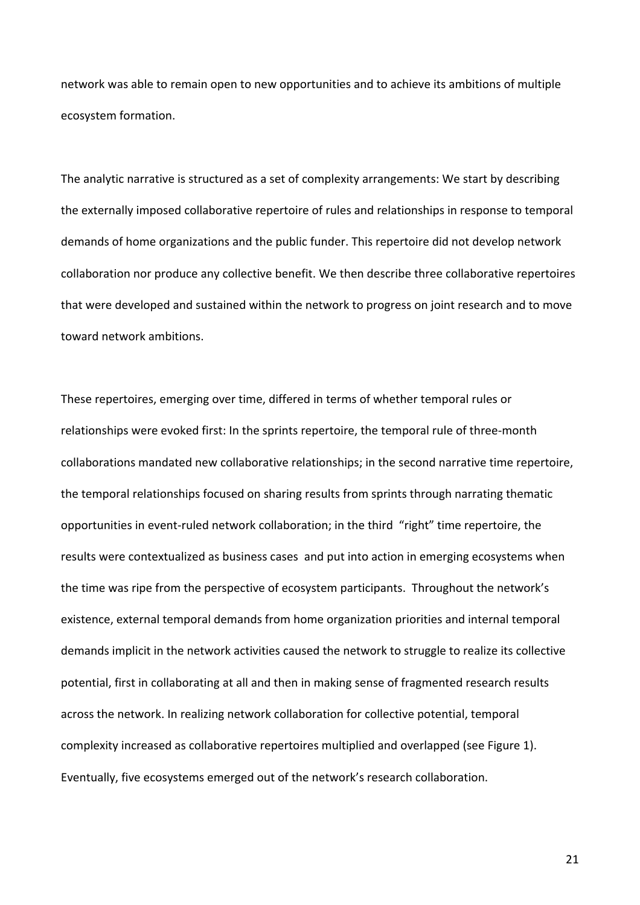network was able to remain open to new opportunities and to achieve its ambitions of multiple ecosystem formation.

The analytic narrative is structured as a set of complexity arrangements: We start by describing the externally imposed collaborative repertoire of rules and relationships in response to temporal demands of home organizations and the public funder. This repertoire did not develop network collaboration nor produce any collective benefit. We then describe three collaborative repertoires that were developed and sustained within the network to progress on joint research and to move toward network ambitions.

These repertoires, emerging over time, differed in terms of whether temporal rules or relationships were evoked first: In the sprints repertoire, the temporal rule of three-month collaborations mandated new collaborative relationships; in the second narrative time repertoire, the temporal relationships focused on sharing results from sprints through narrating thematic opportunities in event-ruled network collaboration; in the third "right" time repertoire, the results were contextualized as business cases and put into action in emerging ecosystems when the time was ripe from the perspective of ecosystem participants. Throughout the network's existence, external temporal demands from home organization priorities and internal temporal demands implicit in the network activities caused the network to struggle to realize its collective potential, first in collaborating at all and then in making sense of fragmented research results across the network. In realizing network collaboration for collective potential, temporal complexity increased as collaborative repertoires multiplied and overlapped (see Figure 1). Eventually, five ecosystems emerged out of the network's research collaboration.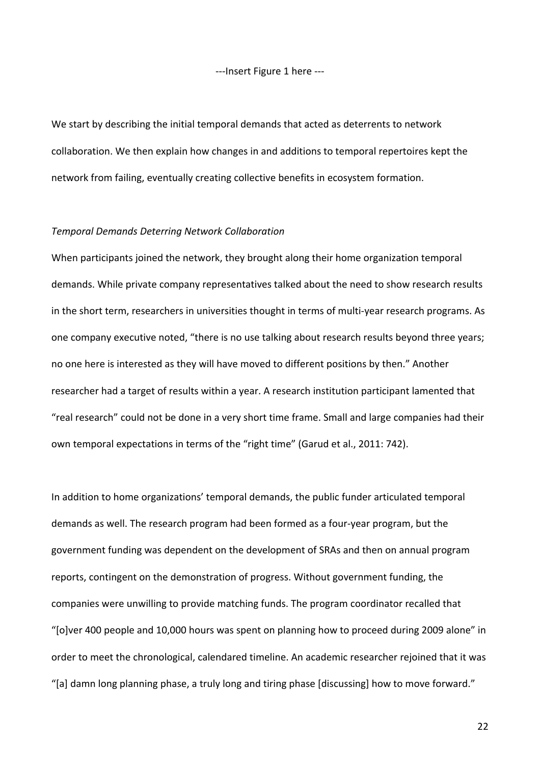---Insert Figure 1 here ---

We start by describing the initial temporal demands that acted as deterrents to network collaboration. We then explain how changes in and additions to temporal repertoires kept the network from failing, eventually creating collective benefits in ecosystem formation.

*Temporal Demands Deterring Network Collaboration*

When participants joined the network, they brought along their home organization temporal demands. While private company representatives talked about the need to show research results in the short term, researchers in universities thought in terms of multi-year research programs. As one company executive noted, "there is no use talking about research results beyond three years; no one here is interested as they will have moved to different positions by then." Another researcher had a target of results within a year. A research institution participant lamented that "real research" could not be done in a very short time frame. Small and large companies had their own temporal expectations in terms of the "right time" (Garud et al., 2011: 742).

In addition to home organizations' temporal demands, the public funder articulated temporal demands as well. The research program had been formed as a four-year program, but the government funding was dependent on the development of SRAs and then on annual program reports, contingent on the demonstration of progress. Without government funding, the companies were unwilling to provide matching funds. The program coordinator recalled that "[o]ver 400 people and 10,000 hours was spent on planning how to proceed during 2009 alone" in order to meet the chronological, calendared timeline. An academic researcher rejoined that it was "[a] damn long planning phase, a truly long and tiring phase [discussing] how to move forward."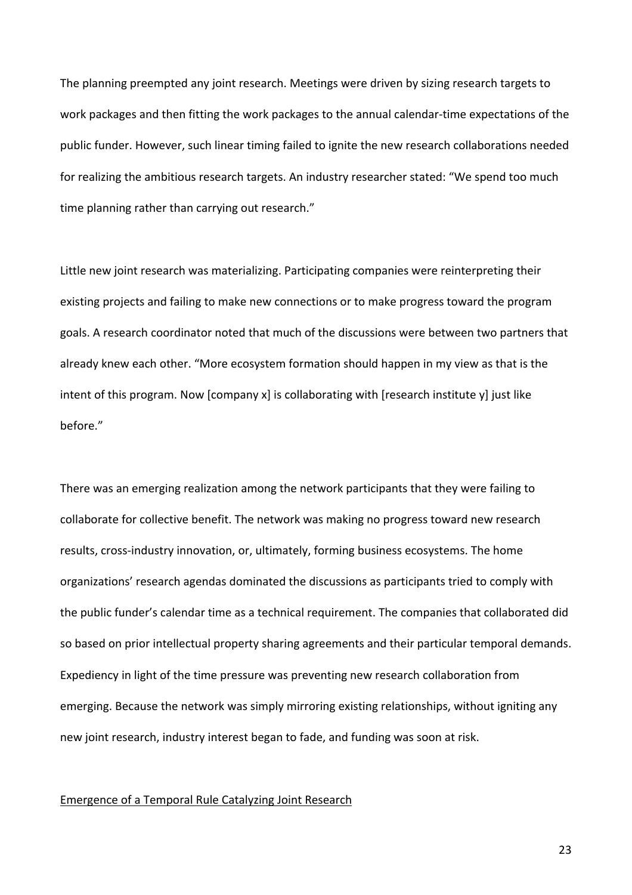The planning preempted any joint research. Meetings were driven by sizing research targets to work packages and then fitting the work packages to the annual calendar-time expectations of the public funder. However, such linear timing failed to ignite the new research collaborations needed for realizing the ambitious research targets. An industry researcher stated: "We spend too much time planning rather than carrying out research."

Little new joint research was materializing. Participating companies were reinterpreting their existing projects and failing to make new connections or to make progress toward the program goals. A research coordinator noted that much of the discussions were between two partners that already knew each other. "More ecosystem formation should happen in my view as that is the intent of this program. Now [company x] is collaborating with [research institute y] just like before."

There was an emerging realization among the network participants that they were failing to collaborate for collective benefit. The network was making no progress toward new research results, cross-industry innovation, or, ultimately, forming business ecosystems. The home organizations' research agendas dominated the discussions as participants tried to comply with the public funder's calendar time as a technical requirement. The companies that collaborated did so based on prior intellectual property sharing agreements and their particular temporal demands. Expediency in light of the time pressure was preventing new research collaboration from emerging. Because the network was simply mirroring existing relationships, without igniting any new joint research, industry interest began to fade, and funding was soon at risk.

Emergence of a Temporal Rule Catalyzing Joint Research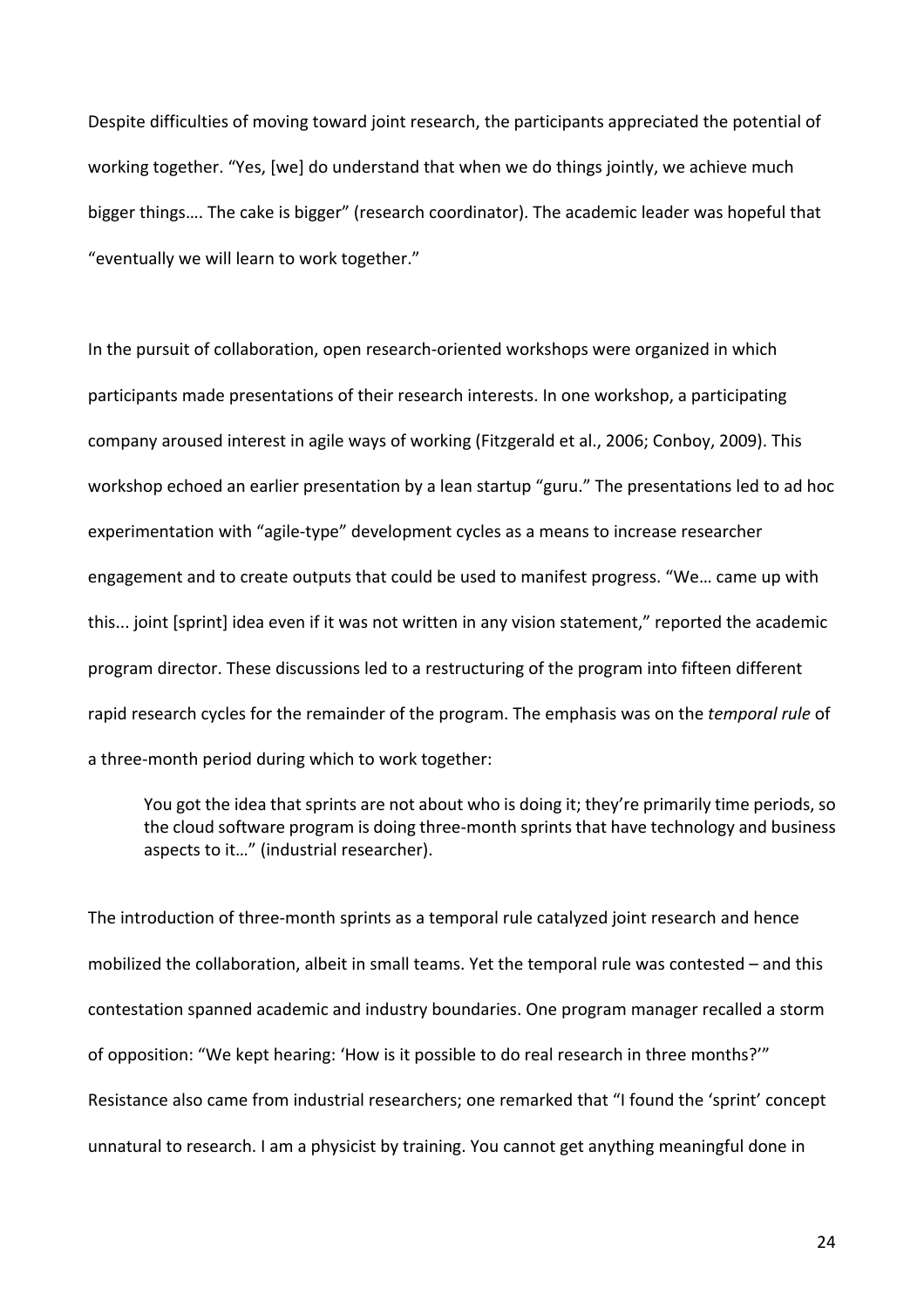Despite difficulties of moving toward joint research, the participants appreciated the potential of working together. “Yes, [we] do understand that when we do things jointly, we achieve much bigger things…. The cake is bigger” (research coordinator). The academic leader was hopeful that “eventually we will learn to work together.”

In the pursuit of collaboration, open research-oriented workshops were organized in which participants made presentations of their research interests. In one workshop, a participating company aroused interest in agile ways of working (Fitzgerald et al., 2006; Conboy, 2009). This workshop echoed an earlier presentation by a lean startup “guru.” The presentations led to ad hoc experimentation with “agile-type” development cycles as a means to increase researcher engagement and to create outputs that could be used to manifest progress. “We… came up with this... joint [sprint] idea even if it was not written in any vision statement,” reported the academic program director. These discussions led to a restructuring of the program into fifteen different rapid research cycles for the remainder of the program. The emphasis was on the *temporal rule* of a three-month period during which to work together:

> You got the idea that sprints are not about who is doing it; they’re primarily time periods, so the cloud software program is doing three-month sprints that have technology and business aspects to it…” (industrial researcher).

The introduction of three-month sprints as a temporal rule catalyzed joint research and hence mobilized the collaboration, albeit in small teams. Yet the temporal rule was contested – and this contestation spanned academic and industry boundaries. One program manager recalled a storm of opposition: “We kept hearing: ‘How is it possible to do real research in three months?’” Resistance also came from industrial researchers; one remarked that “I found the ‘sprint’ concept unnatural to research. I am a physicist by training. You cannot get anything meaningful done in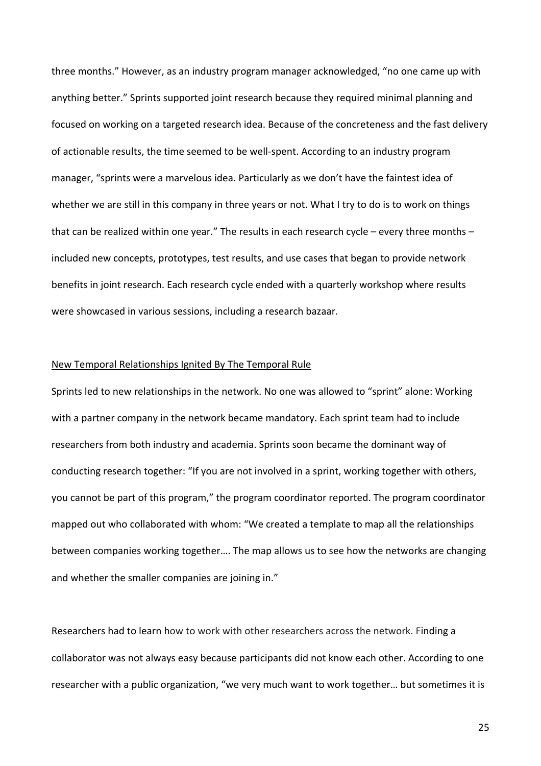three months." However, as an industry program manager acknowledged, "no one came up with anything better." Sprints supported joint research because they required minimal planning and focused on working on a targeted research idea. Because of the concreteness and the fast delivery of actionable results, the time seemed to be well-spent. According to an industry program manager, "sprints were a marvelous idea. Particularly as we don't have the faintest idea of whether we are still in this company in three years or not. What I try to do is to work on things that can be realized within one year." The results in each research cycle – every three months – included new concepts, prototypes, test results, and use cases that began to provide network benefits in joint research. Each research cycle ended with a quarterly workshop where results were showcased in various sessions, including a research bazaar.

<u>New Temporal Relationships Ignited By The Temporal Rule</u>

Sprints led to new relationships in the network. No one was allowed to "sprint" alone: Working with a partner company in the network became mandatory. Each sprint team had to include researchers from both industry and academia. Sprints soon became the dominant way of conducting research together: "If you are not involved in a sprint, working together with others, you cannot be part of this program," the program coordinator reported. The program coordinator mapped out who collaborated with whom: "We created a template to map all the relationships between companies working together…. The map allows us to see how the networks are changing and whether the smaller companies are joining in."

Researchers had to learn how to work with other researchers across the network. Finding a collaborator was not always easy because participants did not know each other. According to one researcher with a public organization, "we very much want to work together… but sometimes it is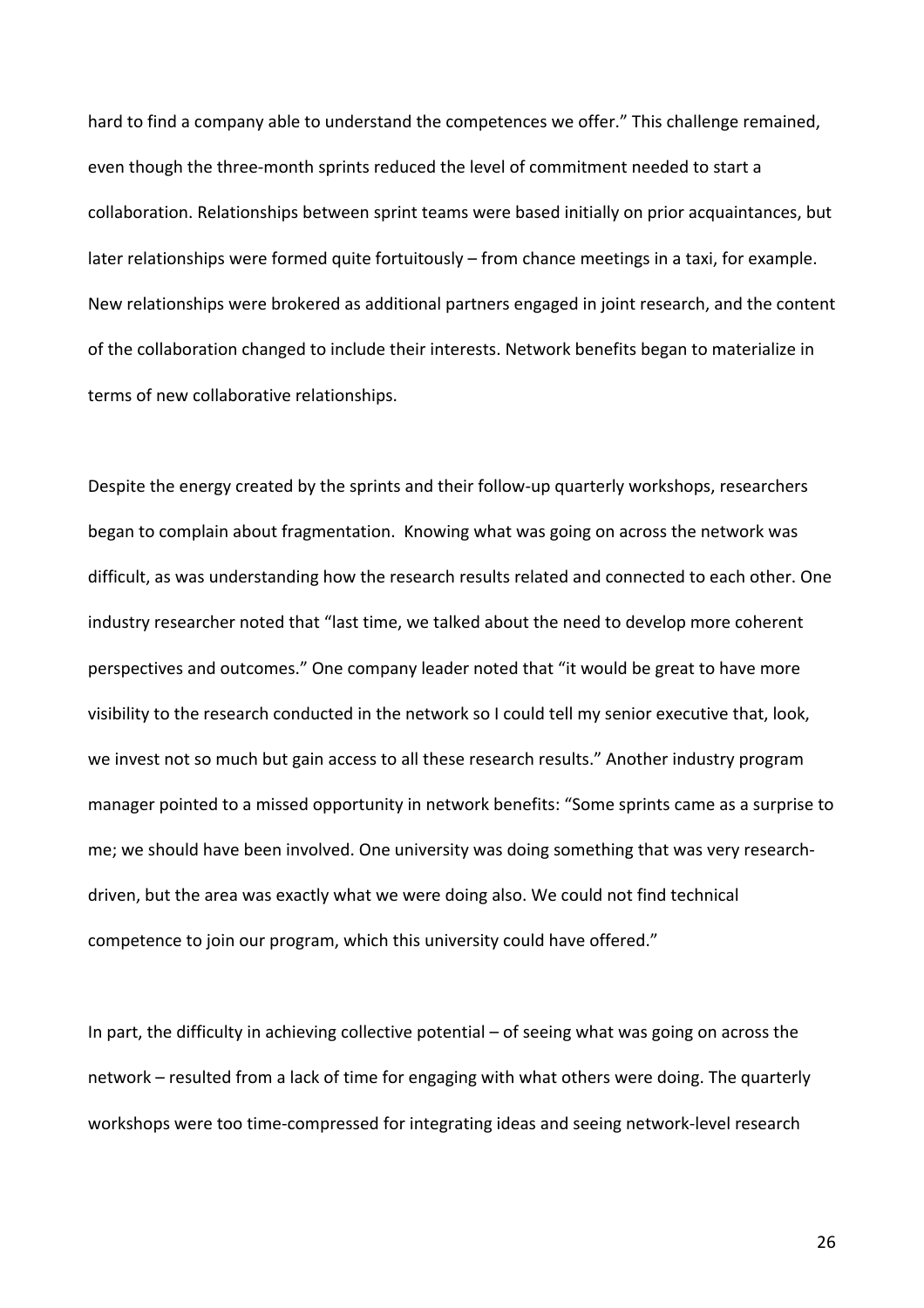hard to find a company able to understand the competences we offer." This challenge remained, even though the three-month sprints reduced the level of commitment needed to start a collaboration. Relationships between sprint teams were based initially on prior acquaintances, but later relationships were formed quite fortuitously – from chance meetings in a taxi, for example. New relationships were brokered as additional partners engaged in joint research, and the content of the collaboration changed to include their interests. Network benefits began to materialize in terms of new collaborative relationships.

Despite the energy created by the sprints and their follow-up quarterly workshops, researchers began to complain about fragmentation. Knowing what was going on across the network was difficult, as was understanding how the research results related and connected to each other. One industry researcher noted that "last time, we talked about the need to develop more coherent perspectives and outcomes." One company leader noted that "it would be great to have more visibility to the research conducted in the network so I could tell my senior executive that, look, we invest not so much but gain access to all these research results." Another industry program manager pointed to a missed opportunity in network benefits: "Some sprints came as a surprise to me; we should have been involved. One university was doing something that was very research-driven, but the area was exactly what we were doing also. We could not find technical competence to join our program, which this university could have offered."

In part, the difficulty in achieving collective potential – of seeing what was going on across the network – resulted from a lack of time for engaging with what others were doing. The quarterly workshops were too time-compressed for integrating ideas and seeing network-level research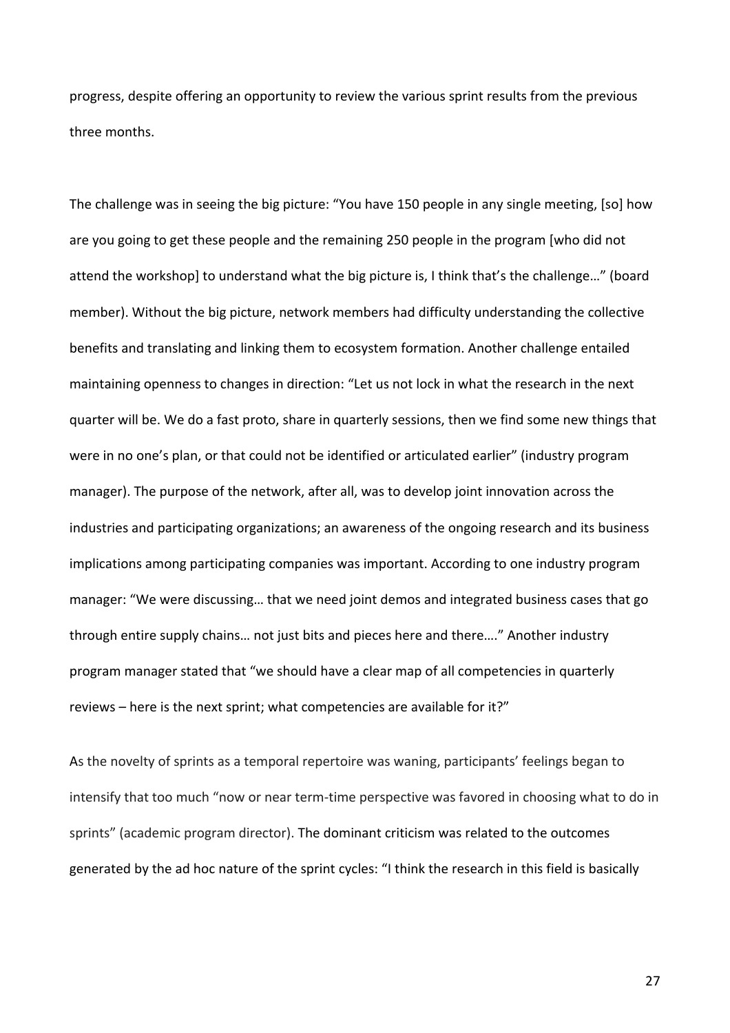progress, despite offering an opportunity to review the various sprint results from the previous three months.

The challenge was in seeing the big picture: "You have 150 people in any single meeting, [so] how are you going to get these people and the remaining 250 people in the program [who did not attend the workshop] to understand what the big picture is, I think that's the challenge…" (board member). Without the big picture, network members had difficulty understanding the collective benefits and translating and linking them to ecosystem formation. Another challenge entailed maintaining openness to changes in direction: "Let us not lock in what the research in the next quarter will be. We do a fast proto, share in quarterly sessions, then we find some new things that were in no one's plan, or that could not be identified or articulated earlier" (industry program manager). The purpose of the network, after all, was to develop joint innovation across the industries and participating organizations; an awareness of the ongoing research and its business implications among participating companies was important. According to one industry program manager: "We were discussing… that we need joint demos and integrated business cases that go through entire supply chains… not just bits and pieces here and there…." Another industry program manager stated that "we should have a clear map of all competencies in quarterly reviews – here is the next sprint; what competencies are available for it?"

As the novelty of sprints as a temporal repertoire was waning, participants' feelings began to intensify that too much "now or near term-time perspective was favored in choosing what to do in sprints" (academic program director). The dominant criticism was related to the outcomes generated by the ad hoc nature of the sprint cycles: "I think the research in this field is basically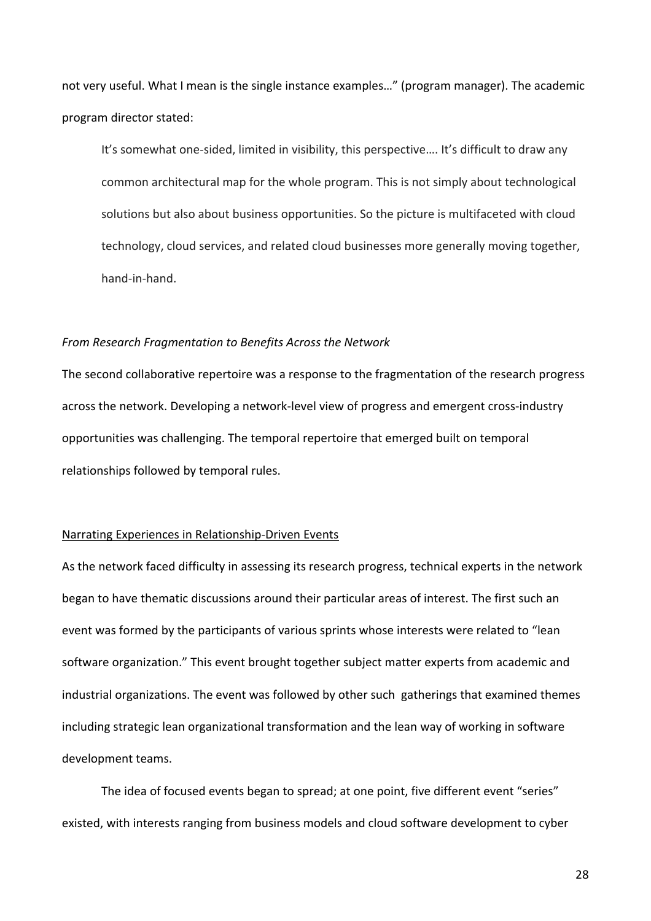not very useful. What I mean is the single instance examples…" (program manager). The academic program director stated:

> It's somewhat one-sided, limited in visibility, this perspective…. It's difficult to draw any common architectural map for the whole program. This is not simply about technological solutions but also about business opportunities. So the picture is multifaceted with cloud technology, cloud services, and related cloud businesses more generally moving together, hand-in-hand.

*From Research Fragmentation to Benefits Across the Network*

The second collaborative repertoire was a response to the fragmentation of the research progress across the network. Developing a network-level view of progress and emergent cross-industry opportunities was challenging. The temporal repertoire that emerged built on temporal relationships followed by temporal rules.

<u>Narrating Experiences in Relationship-Driven Events</u>

As the network faced difficulty in assessing its research progress, technical experts in the network began to have thematic discussions around their particular areas of interest. The first such an event was formed by the participants of various sprints whose interests were related to "lean software organization." This event brought together subject matter experts from academic and industrial organizations. The event was followed by other such gatherings that examined themes including strategic lean organizational transformation and the lean way of working in software development teams.

The idea of focused events began to spread; at one point, five different event "series" existed, with interests ranging from business models and cloud software development to cyber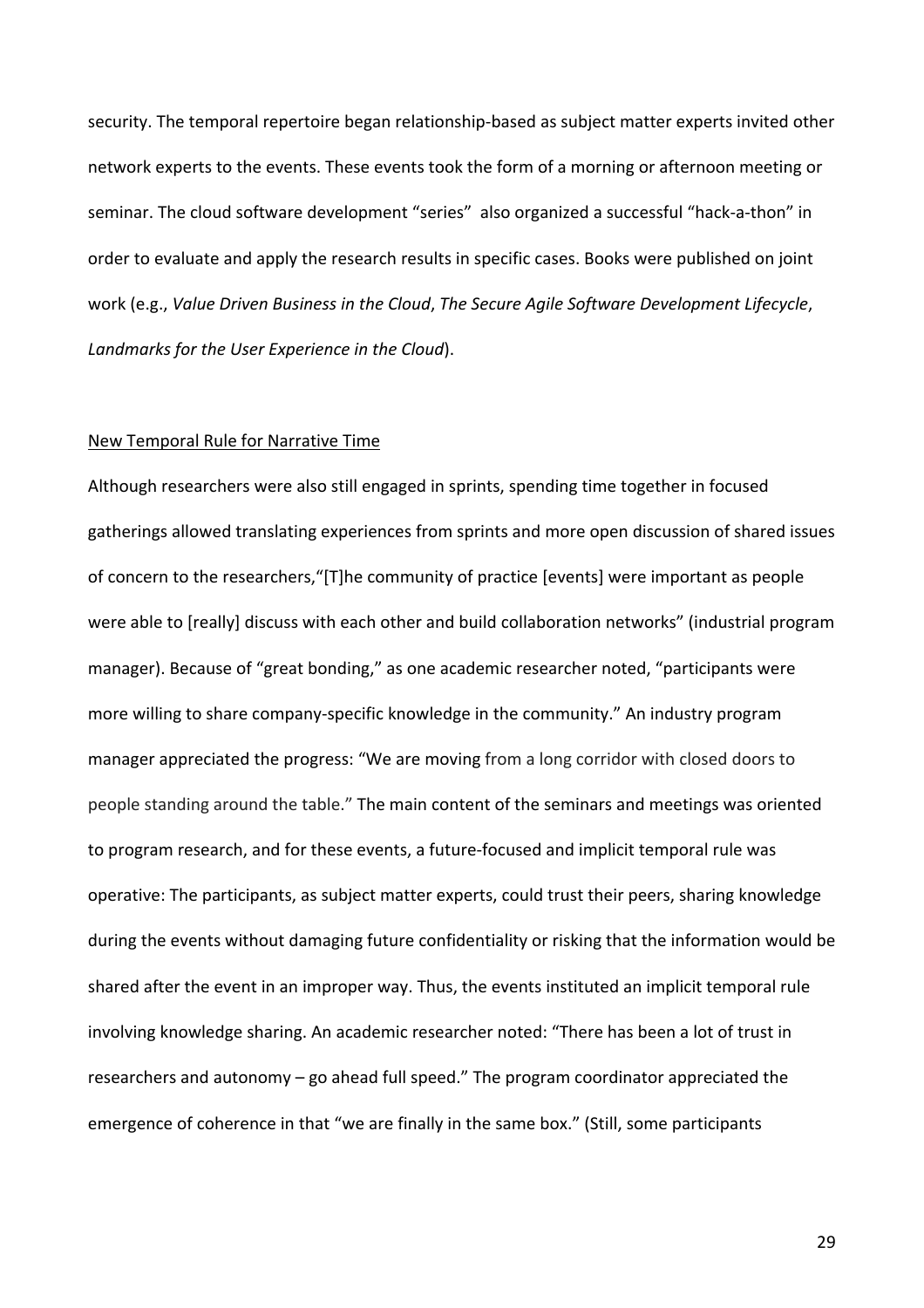security. The temporal repertoire began relationship-based as subject matter experts invited other network experts to the events. These events took the form of a morning or afternoon meeting or seminar. The cloud software development "series" also organized a successful "hack-a-thon" in order to evaluate and apply the research results in specific cases. Books were published on joint work (e.g., *Value Driven Business in the Cloud*, *The Secure Agile Software Development Lifecycle*, *Landmarks for the User Experience in the Cloud*).

New Temporal Rule for Narrative Time

Although researchers were also still engaged in sprints, spending time together in focused gatherings allowed translating experiences from sprints and more open discussion of shared issues of concern to the researchers,"[T]he community of practice [events] were important as people were able to [really] discuss with each other and build collaboration networks" (industrial program manager). Because of "great bonding," as one academic researcher noted, "participants were more willing to share company-specific knowledge in the community." An industry program manager appreciated the progress: "We are moving from a long corridor with closed doors to people standing around the table." The main content of the seminars and meetings was oriented to program research, and for these events, a future-focused and implicit temporal rule was operative: The participants, as subject matter experts, could trust their peers, sharing knowledge during the events without damaging future confidentiality or risking that the information would be shared after the event in an improper way. Thus, the events instituted an implicit temporal rule involving knowledge sharing. An academic researcher noted: "There has been a lot of trust in researchers and autonomy – go ahead full speed." The program coordinator appreciated the emergence of coherence in that "we are finally in the same box." (Still, some participants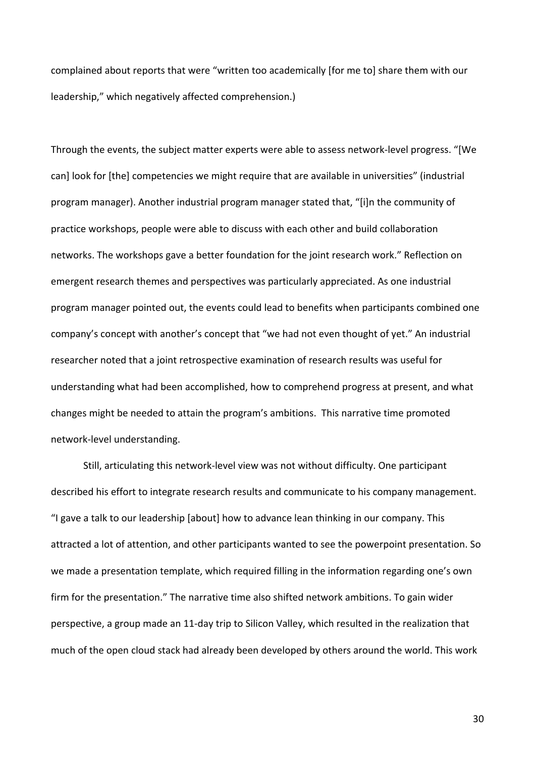complained about reports that were "written too academically [for me to] share them with our leadership," which negatively affected comprehension.)

Through the events, the subject matter experts were able to assess network-level progress. "[We can] look for [the] competencies we might require that are available in universities" (industrial program manager). Another industrial program manager stated that, "[i]n the community of practice workshops, people were able to discuss with each other and build collaboration networks. The workshops gave a better foundation for the joint research work." Reflection on emergent research themes and perspectives was particularly appreciated. As one industrial program manager pointed out, the events could lead to benefits when participants combined one company's concept with another's concept that "we had not even thought of yet." An industrial researcher noted that a joint retrospective examination of research results was useful for understanding what had been accomplished, how to comprehend progress at present, and what changes might be needed to attain the program's ambitions. This narrative time promoted network-level understanding.

Still, articulating this network-level view was not without difficulty. One participant described his effort to integrate research results and communicate to his company management. "I gave a talk to our leadership [about] how to advance lean thinking in our company. This attracted a lot of attention, and other participants wanted to see the powerpoint presentation. So we made a presentation template, which required filling in the information regarding one's own firm for the presentation." The narrative time also shifted network ambitions. To gain wider perspective, a group made an 11-day trip to Silicon Valley, which resulted in the realization that much of the open cloud stack had already been developed by others around the world. This work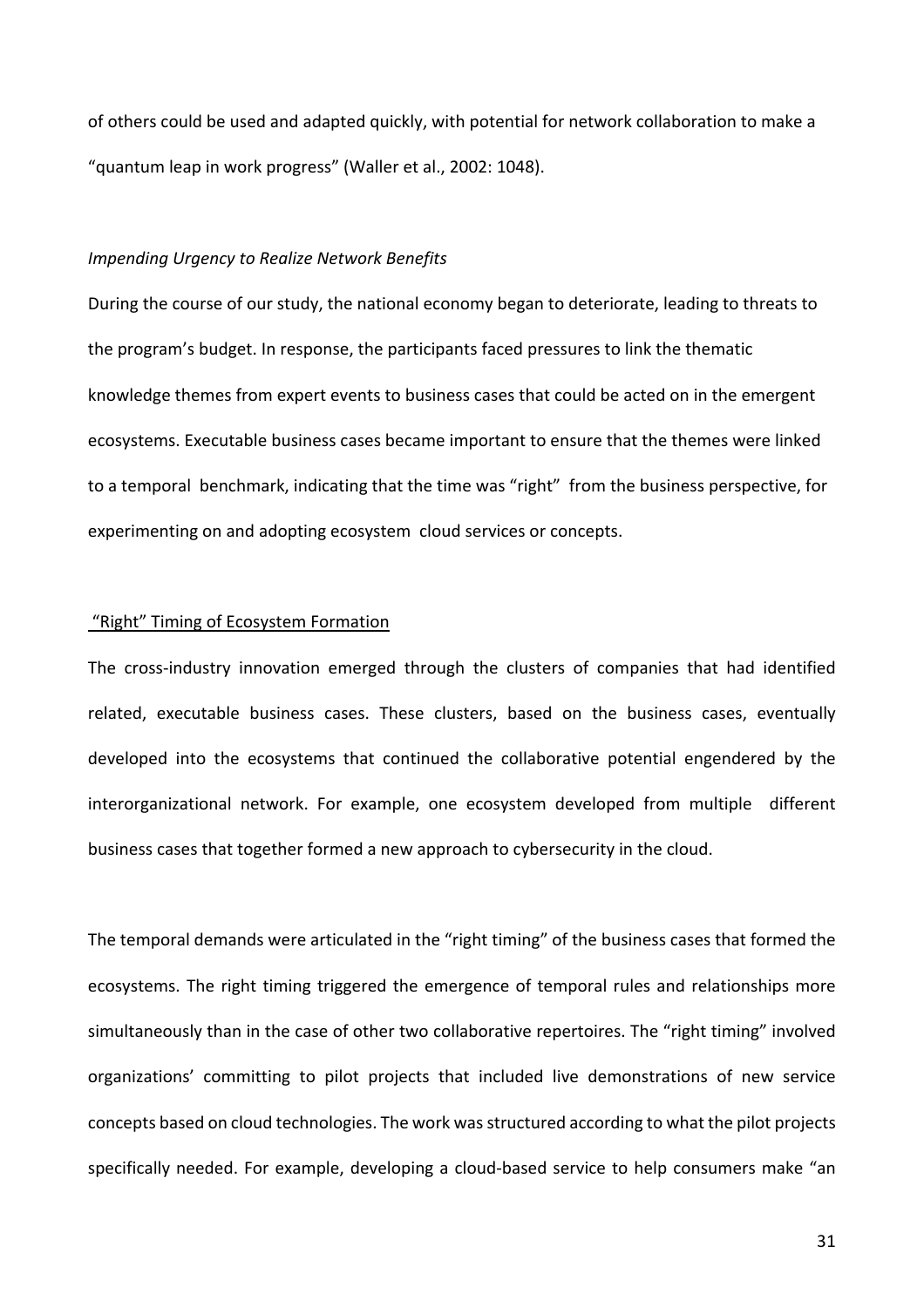of others could be used and adapted quickly, with potential for network collaboration to make a "quantum leap in work progress" (Waller et al., 2002: 1048).

*Impending Urgency to Realize Network Benefits*

During the course of our study, the national economy began to deteriorate, leading to threats to the program's budget. In response, the participants faced pressures to link the thematic knowledge themes from expert events to business cases that could be acted on in the emergent ecosystems. Executable business cases became important to ensure that the themes were linked to a temporal benchmark, indicating that the time was "right" from the business perspective, for experimenting on and adopting ecosystem cloud services or concepts.

<u>"Right" Timing of Ecosystem Formation</u>

The cross-industry innovation emerged through the clusters of companies that had identified related, executable business cases. These clusters, based on the business cases, eventually developed into the ecosystems that continued the collaborative potential engendered by the interorganizational network. For example, one ecosystem developed from multiple different business cases that together formed a new approach to cybersecurity in the cloud.

The temporal demands were articulated in the "right timing" of the business cases that formed the ecosystems. The right timing triggered the emergence of temporal rules and relationships more simultaneously than in the case of other two collaborative repertoires. The "right timing" involved organizations' committing to pilot projects that included live demonstrations of new service concepts based on cloud technologies. The work was structured according to what the pilot projects specifically needed. For example, developing a cloud-based service to help consumers make "an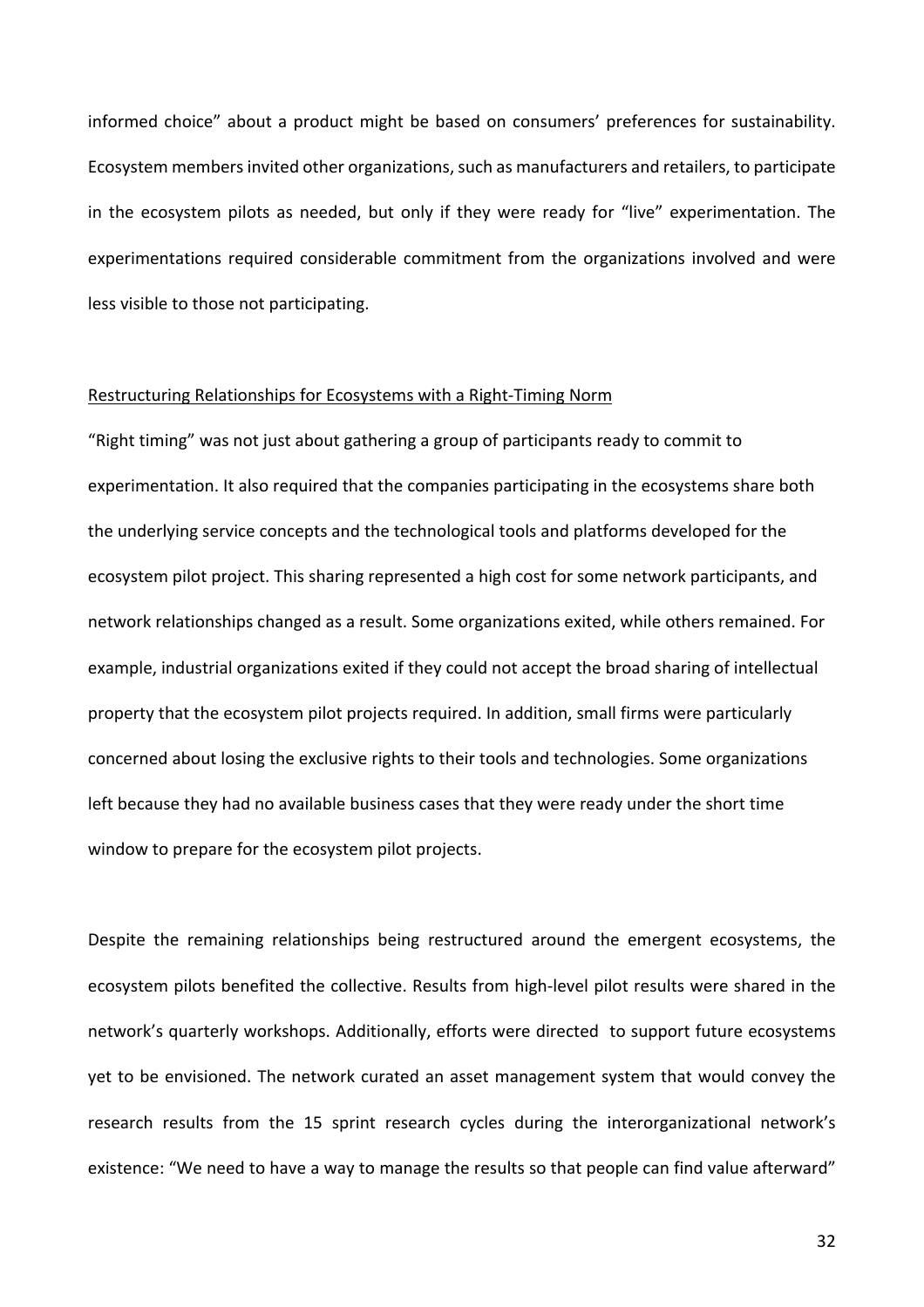informed choice" about a product might be based on consumers' preferences for sustainability. Ecosystem members invited other organizations, such as manufacturers and retailers, to participate in the ecosystem pilots as needed, but only if they were ready for "live" experimentation. The experimentations required considerable commitment from the organizations involved and were less visible to those not participating.

<u>Restructuring Relationships for Ecosystems with a Right-Timing Norm</u>

"Right timing" was not just about gathering a group of participants ready to commit to experimentation. It also required that the companies participating in the ecosystems share both the underlying service concepts and the technological tools and platforms developed for the ecosystem pilot project. This sharing represented a high cost for some network participants, and network relationships changed as a result. Some organizations exited, while others remained. For example, industrial organizations exited if they could not accept the broad sharing of intellectual property that the ecosystem pilot projects required. In addition, small firms were particularly concerned about losing the exclusive rights to their tools and technologies. Some organizations left because they had no available business cases that they were ready under the short time window to prepare for the ecosystem pilot projects.

Despite the remaining relationships being restructured around the emergent ecosystems, the ecosystem pilots benefited the collective. Results from high-level pilot results were shared in the network's quarterly workshops. Additionally, efforts were directed to support future ecosystems yet to be envisioned. The network curated an asset management system that would convey the research results from the 15 sprint research cycles during the interorganizational network's existence: "We need to have a way to manage the results so that people can find value afterward"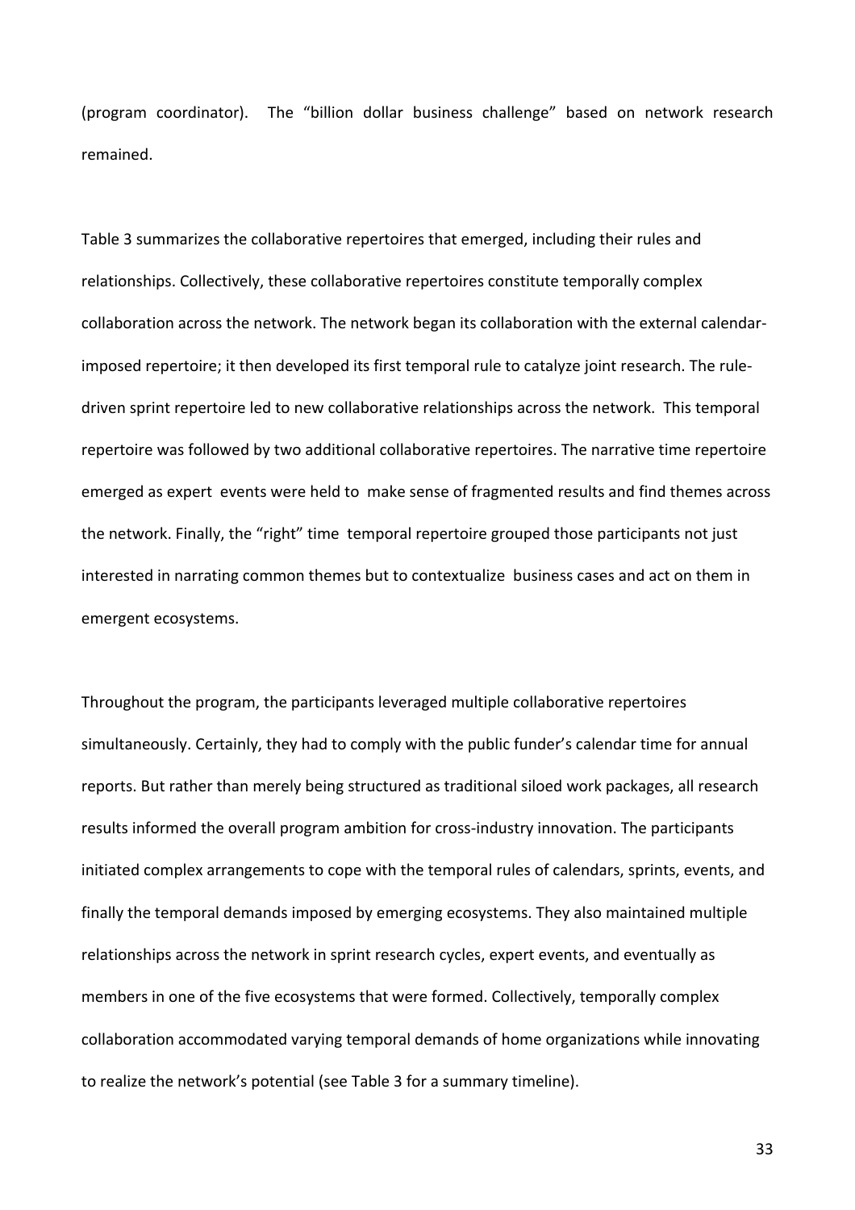(program coordinator). The "billion dollar business challenge" based on network research remained.

Table 3 summarizes the collaborative repertoires that emerged, including their rules and relationships. Collectively, these collaborative repertoires constitute temporally complex collaboration across the network. The network began its collaboration with the external calendar-imposed repertoire; it then developed its first temporal rule to catalyze joint research. The rule-driven sprint repertoire led to new collaborative relationships across the network. This temporal repertoire was followed by two additional collaborative repertoires. The narrative time repertoire emerged as expert events were held to make sense of fragmented results and find themes across the network. Finally, the "right" time temporal repertoire grouped those participants not just interested in narrating common themes but to contextualize business cases and act on them in emergent ecosystems.

Throughout the program, the participants leveraged multiple collaborative repertoires simultaneously. Certainly, they had to comply with the public funder's calendar time for annual reports. But rather than merely being structured as traditional siloed work packages, all research results informed the overall program ambition for cross-industry innovation. The participants initiated complex arrangements to cope with the temporal rules of calendars, sprints, events, and finally the temporal demands imposed by emerging ecosystems. They also maintained multiple relationships across the network in sprint research cycles, expert events, and eventually as members in one of the five ecosystems that were formed. Collectively, temporally complex collaboration accommodated varying temporal demands of home organizations while innovating to realize the network's potential (see Table 3 for a summary timeline).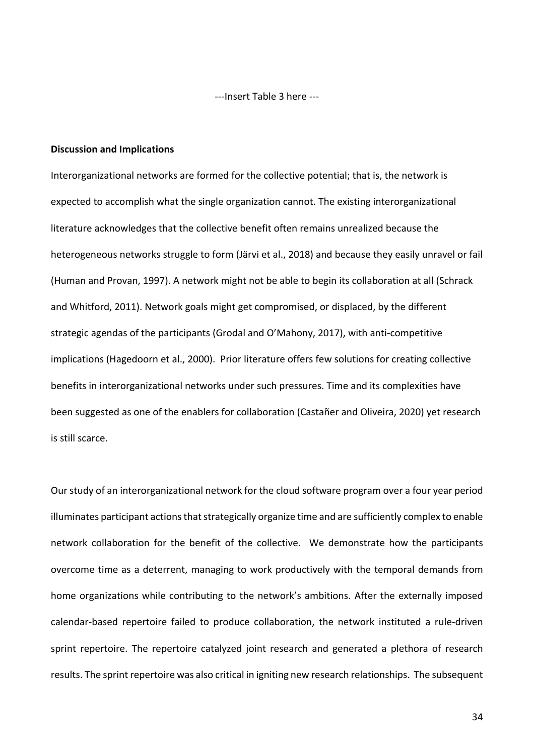---Insert Table 3 here ---

**Discussion and Implications**

Interorganizational networks are formed for the collective potential; that is, the network is expected to accomplish what the single organization cannot. The existing interorganizational literature acknowledges that the collective benefit often remains unrealized because the heterogeneous networks struggle to form (Järvi et al., 2018) and because they easily unravel or fail (Human and Provan, 1997). A network might not be able to begin its collaboration at all (Schrack and Whitford, 2011). Network goals might get compromised, or displaced, by the different strategic agendas of the participants (Grodal and O'Mahony, 2017), with anti-competitive implications (Hagedoorn et al., 2000). Prior literature offers few solutions for creating collective benefits in interorganizational networks under such pressures. Time and its complexities have been suggested as one of the enablers for collaboration (Castañer and Oliveira, 2020) yet research is still scarce.

Our study of an interorganizational network for the cloud software program over a four year period illuminates participant actions that strategically organize time and are sufficiently complex to enable network collaboration for the benefit of the collective. We demonstrate how the participants overcome time as a deterrent, managing to work productively with the temporal demands from home organizations while contributing to the network's ambitions. After the externally imposed calendar-based repertoire failed to produce collaboration, the network instituted a rule-driven sprint repertoire. The repertoire catalyzed joint research and generated a plethora of research results. The sprint repertoire was also critical in igniting new research relationships. The subsequent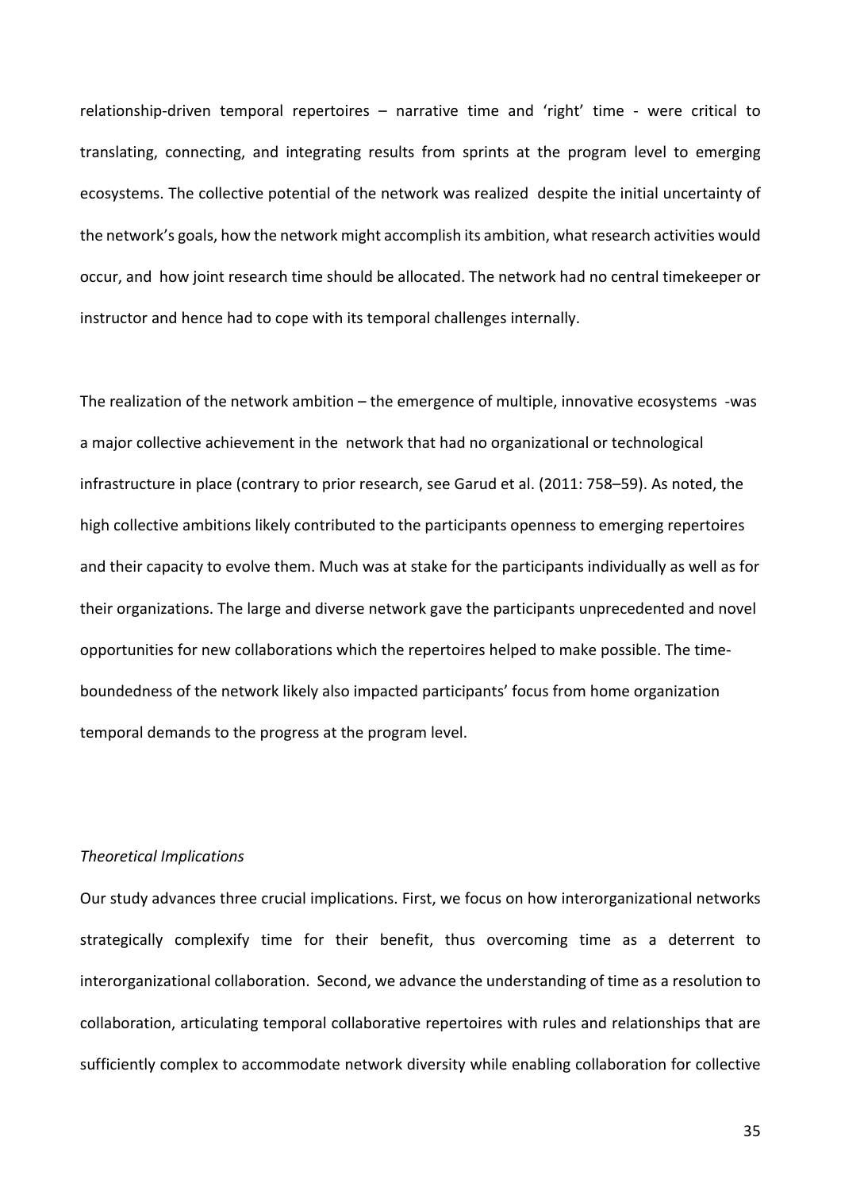relationship-driven temporal repertoires – narrative time and 'right' time - were critical to translating, connecting, and integrating results from sprints at the program level to emerging ecosystems. The collective potential of the network was realized despite the initial uncertainty of the network's goals, how the network might accomplish its ambition, what research activities would occur, and how joint research time should be allocated. The network had no central timekeeper or instructor and hence had to cope with its temporal challenges internally.

The realization of the network ambition – the emergence of multiple, innovative ecosystems -was a major collective achievement in the network that had no organizational or technological infrastructure in place (contrary to prior research, see Garud et al. (2011: 758–59). As noted, the high collective ambitions likely contributed to the participants openness to emerging repertoires and their capacity to evolve them. Much was at stake for the participants individually as well as for their organizations. The large and diverse network gave the participants unprecedented and novel opportunities for new collaborations which the repertoires helped to make possible. The time-boundedness of the network likely also impacted participants' focus from home organization temporal demands to the progress at the program level.

*Theoretical Implications*

Our study advances three crucial implications. First, we focus on how interorganizational networks strategically complexify time for their benefit, thus overcoming time as a deterrent to interorganizational collaboration. Second, we advance the understanding of time as a resolution to collaboration, articulating temporal collaborative repertoires with rules and relationships that are sufficiently complex to accommodate network diversity while enabling collaboration for collective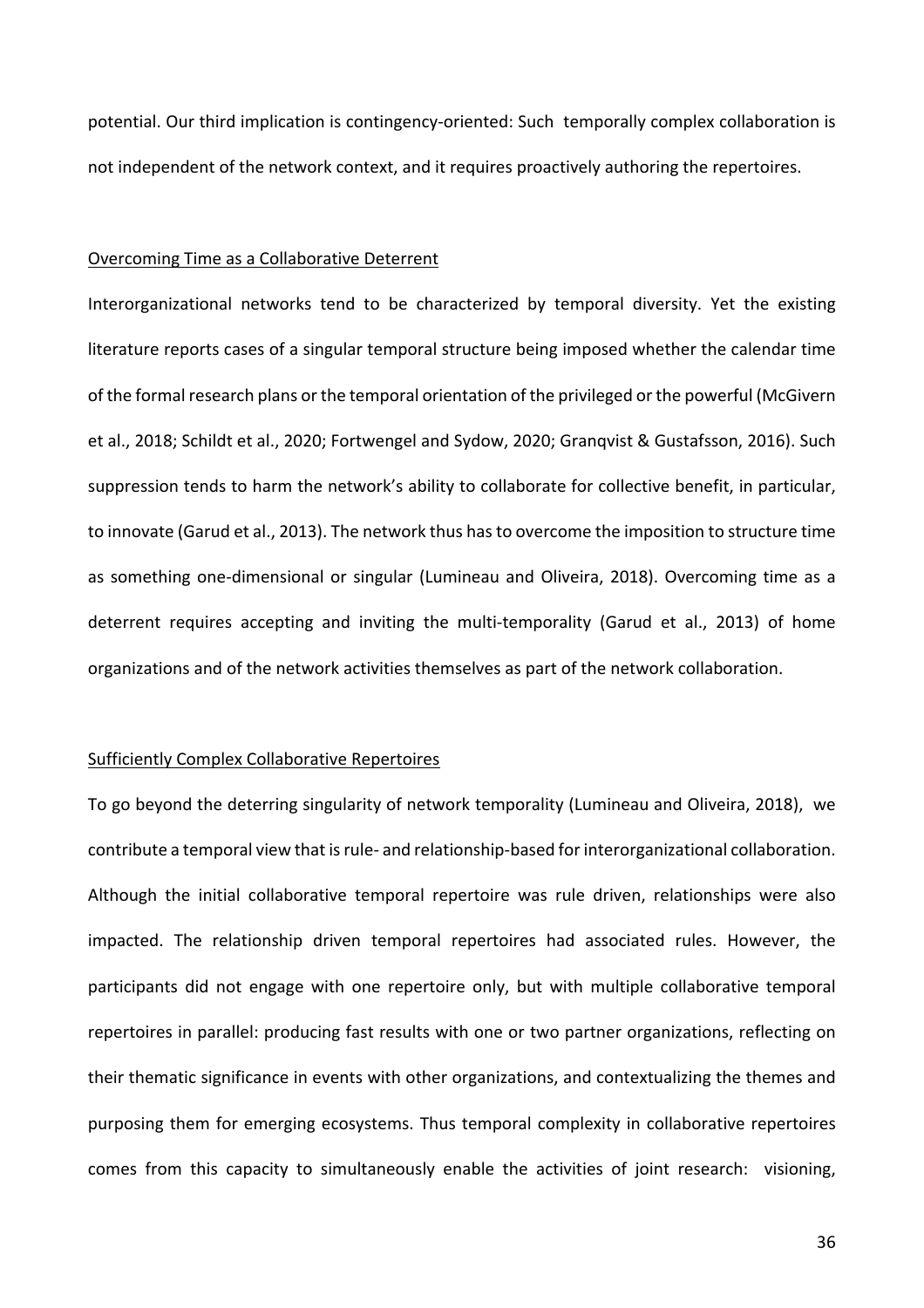potential. Our third implication is contingency-oriented: Such temporally complex collaboration is not independent of the network context, and it requires proactively authoring the repertoires.

## Overcoming Time as a Collaborative Deterrent

Interorganizational networks tend to be characterized by temporal diversity. Yet the existing literature reports cases of a singular temporal structure being imposed whether the calendar time of the formal research plans or the temporal orientation of the privileged or the powerful (McGivern et al., 2018; Schildt et al., 2020; Fortwengel and Sydow, 2020; Granqvist & Gustafsson, 2016). Such suppression tends to harm the network's ability to collaborate for collective benefit, in particular, to innovate (Garud et al., 2013). The network thus has to overcome the imposition to structure time as something one-dimensional or singular (Lumineau and Oliveira, 2018). Overcoming time as a deterrent requires accepting and inviting the multi-temporality (Garud et al., 2013) of home organizations and of the network activities themselves as part of the network collaboration.

## Sufficiently Complex Collaborative Repertoires

To go beyond the deterring singularity of network temporality (Lumineau and Oliveira, 2018), we contribute a temporal view that is rule- and relationship-based for interorganizational collaboration. Although the initial collaborative temporal repertoire was rule driven, relationships were also impacted. The relationship driven temporal repertoires had associated rules. However, the participants did not engage with one repertoire only, but with multiple collaborative temporal repertoires in parallel: producing fast results with one or two partner organizations, reflecting on their thematic significance in events with other organizations, and contextualizing the themes and purposing them for emerging ecosystems. Thus temporal complexity in collaborative repertoires comes from this capacity to simultaneously enable the activities of joint research: visioning,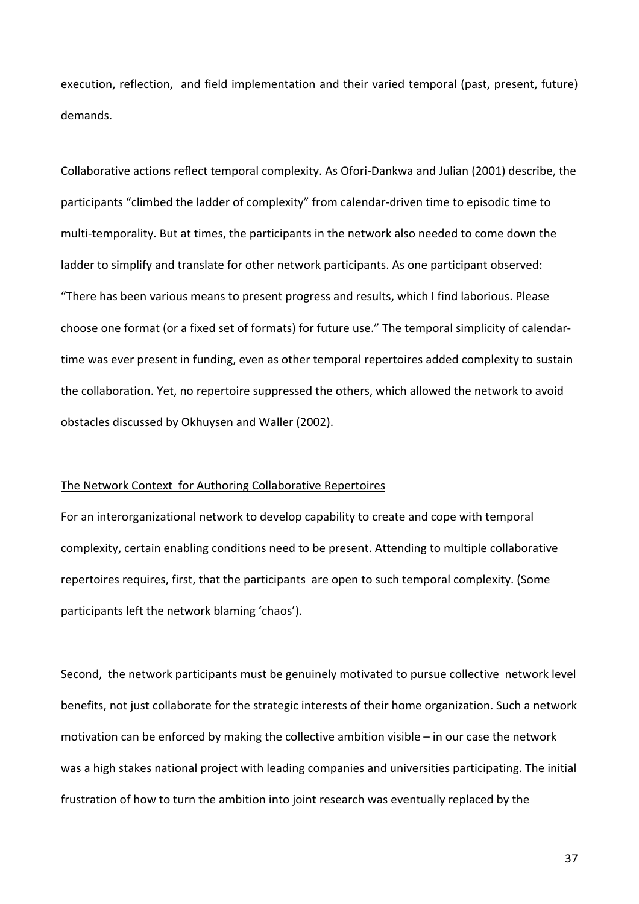execution, reflection, and field implementation and their varied temporal (past, present, future) demands.

Collaborative actions reflect temporal complexity. As Ofori-Dankwa and Julian (2001) describe, the participants "climbed the ladder of complexity" from calendar-driven time to episodic time to multi-temporality. But at times, the participants in the network also needed to come down the ladder to simplify and translate for other network participants. As one participant observed: "There has been various means to present progress and results, which I find laborious. Please choose one format (or a fixed set of formats) for future use." The temporal simplicity of calendar-time was ever present in funding, even as other temporal repertoires added complexity to sustain the collaboration. Yet, no repertoire suppressed the others, which allowed the network to avoid obstacles discussed by Okhuysen and Waller (2002).

## The Network Context for Authoring Collaborative Repertoires

For an interorganizational network to develop capability to create and cope with temporal complexity, certain enabling conditions need to be present. Attending to multiple collaborative repertoires requires, first, that the participants are open to such temporal complexity. (Some participants left the network blaming 'chaos').

Second, the network participants must be genuinely motivated to pursue collective network level benefits, not just collaborate for the strategic interests of their home organization. Such a network motivation can be enforced by making the collective ambition visible – in our case the network was a high stakes national project with leading companies and universities participating. The initial frustration of how to turn the ambition into joint research was eventually replaced by the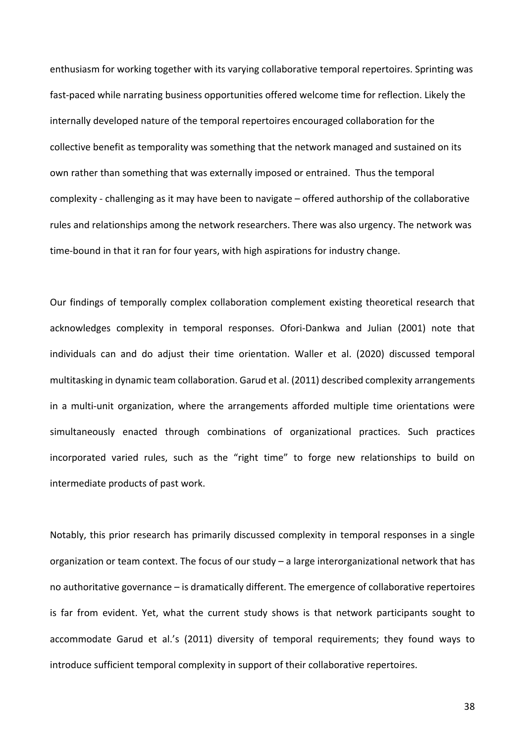enthusiasm for working together with its varying collaborative temporal repertoires. Sprinting was fast-paced while narrating business opportunities offered welcome time for reflection. Likely the internally developed nature of the temporal repertoires encouraged collaboration for the collective benefit as temporality was something that the network managed and sustained on its own rather than something that was externally imposed or entrained. Thus the temporal complexity - challenging as it may have been to navigate – offered authorship of the collaborative rules and relationships among the network researchers. There was also urgency. The network was time-bound in that it ran for four years, with high aspirations for industry change.

Our findings of temporally complex collaboration complement existing theoretical research that acknowledges complexity in temporal responses. Ofori-Dankwa and Julian (2001) note that individuals can and do adjust their time orientation. Waller et al. (2020) discussed temporal multitasking in dynamic team collaboration. Garud et al. (2011) described complexity arrangements in a multi-unit organization, where the arrangements afforded multiple time orientations were simultaneously enacted through combinations of organizational practices. Such practices incorporated varied rules, such as the "right time" to forge new relationships to build on intermediate products of past work.

Notably, this prior research has primarily discussed complexity in temporal responses in a single organization or team context. The focus of our study – a large interorganizational network that has no authoritative governance – is dramatically different. The emergence of collaborative repertoires is far from evident. Yet, what the current study shows is that network participants sought to accommodate Garud et al.'s (2011) diversity of temporal requirements; they found ways to introduce sufficient temporal complexity in support of their collaborative repertoires.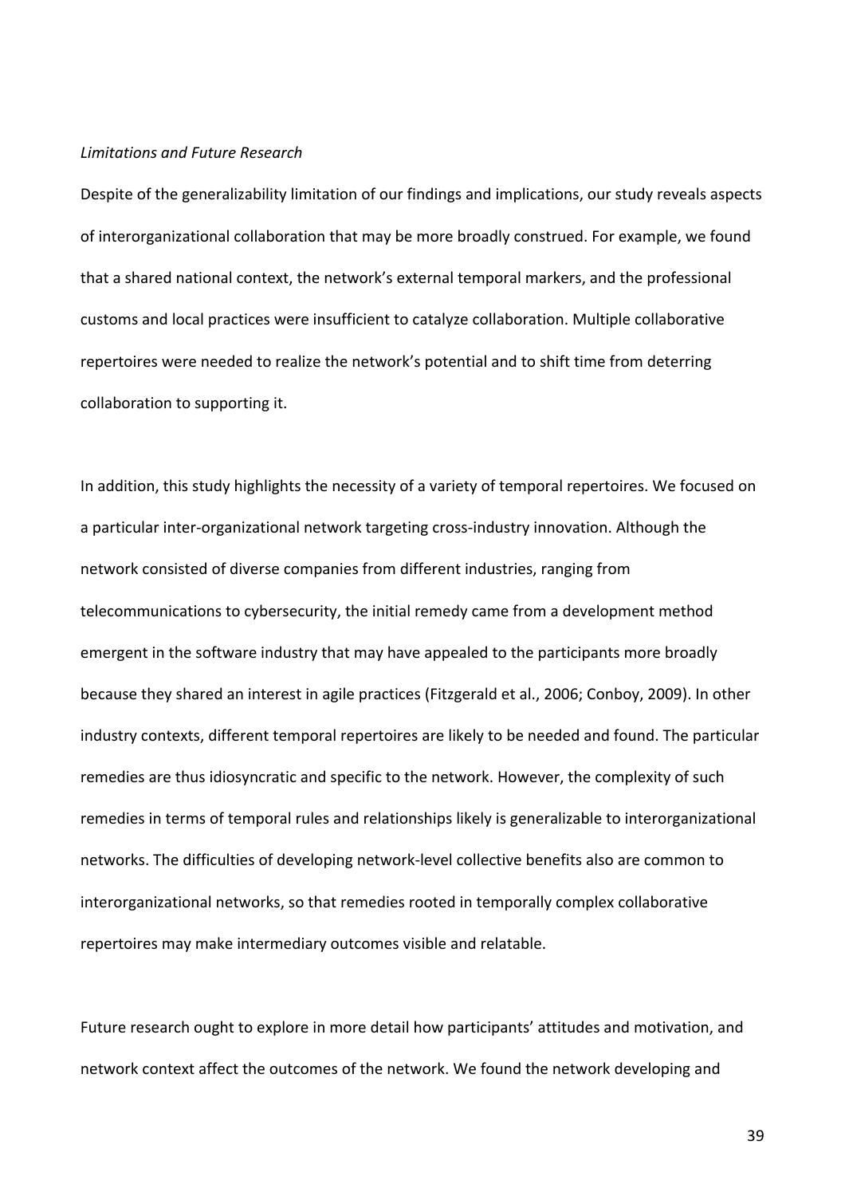*Limitations and Future Research*

Despite of the generalizability limitation of our findings and implications, our study reveals aspects of interorganizational collaboration that may be more broadly construed. For example, we found that a shared national context, the network's external temporal markers, and the professional customs and local practices were insufficient to catalyze collaboration. Multiple collaborative repertoires were needed to realize the network's potential and to shift time from deterring collaboration to supporting it.

In addition, this study highlights the necessity of a variety of temporal repertoires. We focused on a particular inter-organizational network targeting cross-industry innovation. Although the network consisted of diverse companies from different industries, ranging from telecommunications to cybersecurity, the initial remedy came from a development method emergent in the software industry that may have appealed to the participants more broadly because they shared an interest in agile practices (Fitzgerald et al., 2006; Conboy, 2009). In other industry contexts, different temporal repertoires are likely to be needed and found. The particular remedies are thus idiosyncratic and specific to the network. However, the complexity of such remedies in terms of temporal rules and relationships likely is generalizable to interorganizational networks. The difficulties of developing network-level collective benefits also are common to interorganizational networks, so that remedies rooted in temporally complex collaborative repertoires may make intermediary outcomes visible and relatable.

Future research ought to explore in more detail how participants' attitudes and motivation, and network context affect the outcomes of the network. We found the network developing and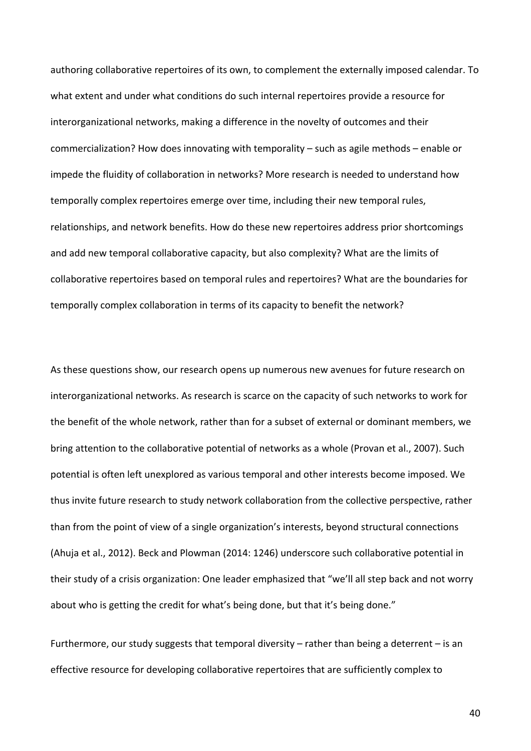authoring collaborative repertoires of its own, to complement the externally imposed calendar. To what extent and under what conditions do such internal repertoires provide a resource for interorganizational networks, making a difference in the novelty of outcomes and their commercialization? How does innovating with temporality – such as agile methods – enable or impede the fluidity of collaboration in networks? More research is needed to understand how temporally complex repertoires emerge over time, including their new temporal rules, relationships, and network benefits. How do these new repertoires address prior shortcomings and add new temporal collaborative capacity, but also complexity? What are the limits of collaborative repertoires based on temporal rules and repertoires? What are the boundaries for temporally complex collaboration in terms of its capacity to benefit the network?

As these questions show, our research opens up numerous new avenues for future research on interorganizational networks. As research is scarce on the capacity of such networks to work for the benefit of the whole network, rather than for a subset of external or dominant members, we bring attention to the collaborative potential of networks as a whole (Provan et al., 2007). Such potential is often left unexplored as various temporal and other interests become imposed. We thus invite future research to study network collaboration from the collective perspective, rather than from the point of view of a single organization's interests, beyond structural connections (Ahuja et al., 2012). Beck and Plowman (2014: 1246) underscore such collaborative potential in their study of a crisis organization: One leader emphasized that "we'll all step back and not worry about who is getting the credit for what's being done, but that it's being done."

Furthermore, our study suggests that temporal diversity – rather than being a deterrent – is an effective resource for developing collaborative repertoires that are sufficiently complex to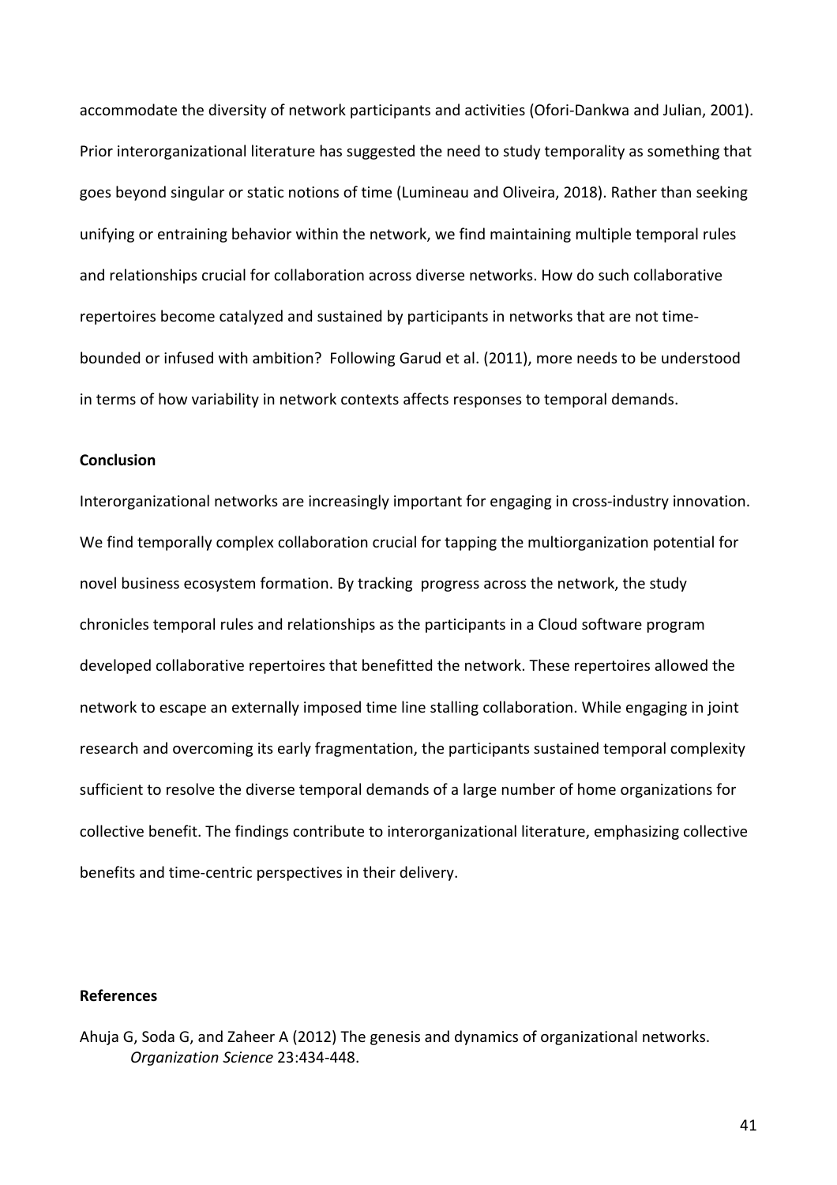accommodate the diversity of network participants and activities (Ofori-Dankwa and Julian, 2001). Prior interorganizational literature has suggested the need to study temporality as something that goes beyond singular or static notions of time (Lumineau and Oliveira, 2018). Rather than seeking unifying or entraining behavior within the network, we find maintaining multiple temporal rules and relationships crucial for collaboration across diverse networks. How do such collaborative repertoires become catalyzed and sustained by participants in networks that are not time-bounded or infused with ambition? Following Garud et al. (2011), more needs to be understood in terms of how variability in network contexts affects responses to temporal demands.

**Conclusion**

Interorganizational networks are increasingly important for engaging in cross-industry innovation. We find temporally complex collaboration crucial for tapping the multiorganization potential for novel business ecosystem formation. By tracking progress across the network, the study chronicles temporal rules and relationships as the participants in a Cloud software program developed collaborative repertoires that benefitted the network. These repertoires allowed the network to escape an externally imposed time line stalling collaboration. While engaging in joint research and overcoming its early fragmentation, the participants sustained temporal complexity sufficient to resolve the diverse temporal demands of a large number of home organizations for collective benefit. The findings contribute to interorganizational literature, emphasizing collective benefits and time-centric perspectives in their delivery.

**References**

Ahuja G, Soda G, and Zaheer A (2012) The genesis and dynamics of organizational networks. *Organization Science* 23:434-448.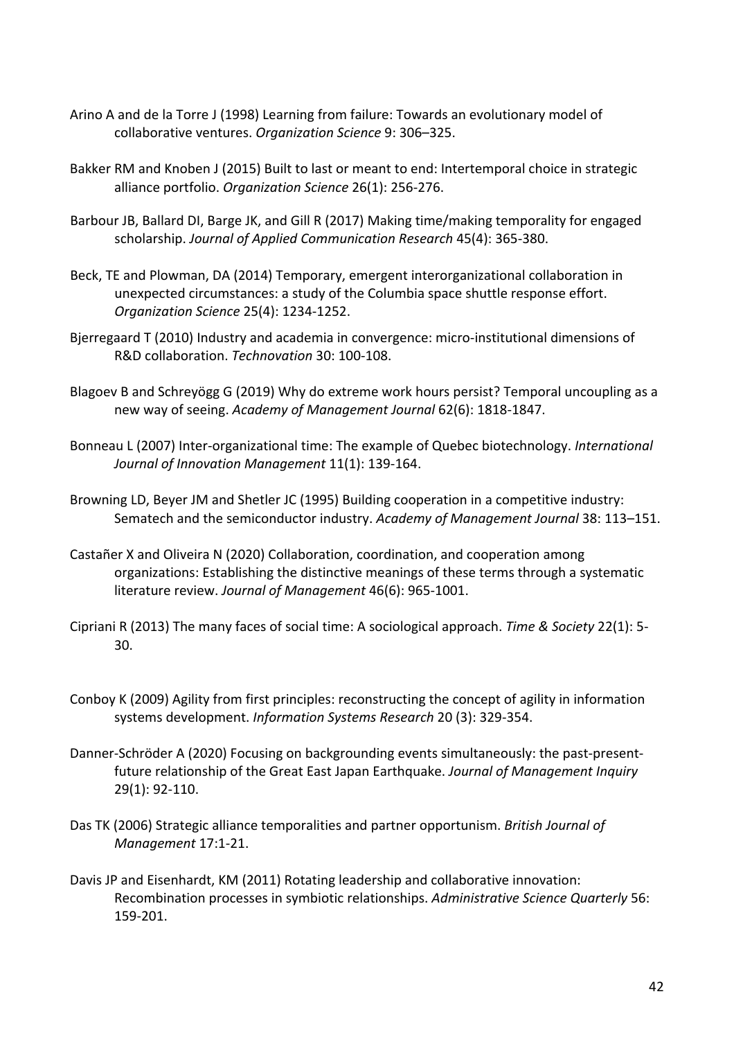Arino A and de la Torre J (1998) Learning from failure: Towards an evolutionary model of collaborative ventures. *Organization Science* 9: 306–325.

Bakker RM and Knoben J (2015) Built to last or meant to end: Intertemporal choice in strategic alliance portfolio. *Organization Science* 26(1): 256-276.

Barbour JB, Ballard DI, Barge JK, and Gill R (2017) Making time/making temporality for engaged scholarship. *Journal of Applied Communication Research* 45(4): 365-380.

Beck, TE and Plowman, DA (2014) Temporary, emergent interorganizational collaboration in unexpected circumstances: a study of the Columbia space shuttle response effort. *Organization Science* 25(4): 1234-1252.

Bjerregaard T (2010) Industry and academia in convergence: micro-institutional dimensions of R&D collaboration. *Technovation* 30: 100-108.

Blagoev B and Schreyögg G (2019) Why do extreme work hours persist? Temporal uncoupling as a new way of seeing. *Academy of Management Journal* 62(6): 1818-1847.

Bonneau L (2007) Inter-organizational time: The example of Quebec biotechnology. *International Journal of Innovation Management* 11(1): 139-164.

Browning LD, Beyer JM and Shetler JC (1995) Building cooperation in a competitive industry: Sematech and the semiconductor industry. *Academy of Management Journal* 38: 113–151.

Castañer X and Oliveira N (2020) Collaboration, coordination, and cooperation among organizations: Establishing the distinctive meanings of these terms through a systematic literature review. *Journal of Management* 46(6): 965-1001.

Cipriani R (2013) The many faces of social time: A sociological approach. *Time & Society* 22(1): 5-30.

Conboy K (2009) Agility from first principles: reconstructing the concept of agility in information systems development. *Information Systems Research* 20 (3): 329-354.

Danner-Schröder A (2020) Focusing on backgrounding events simultaneously: the past-present-future relationship of the Great East Japan Earthquake. *Journal of Management Inquiry* 29(1): 92-110.

Das TK (2006) Strategic alliance temporalities and partner opportunism. *British Journal of Management* 17:1-21.

Davis JP and Eisenhardt, KM (2011) Rotating leadership and collaborative innovation: Recombination processes in symbiotic relationships. *Administrative Science Quarterly* 56: 159-201.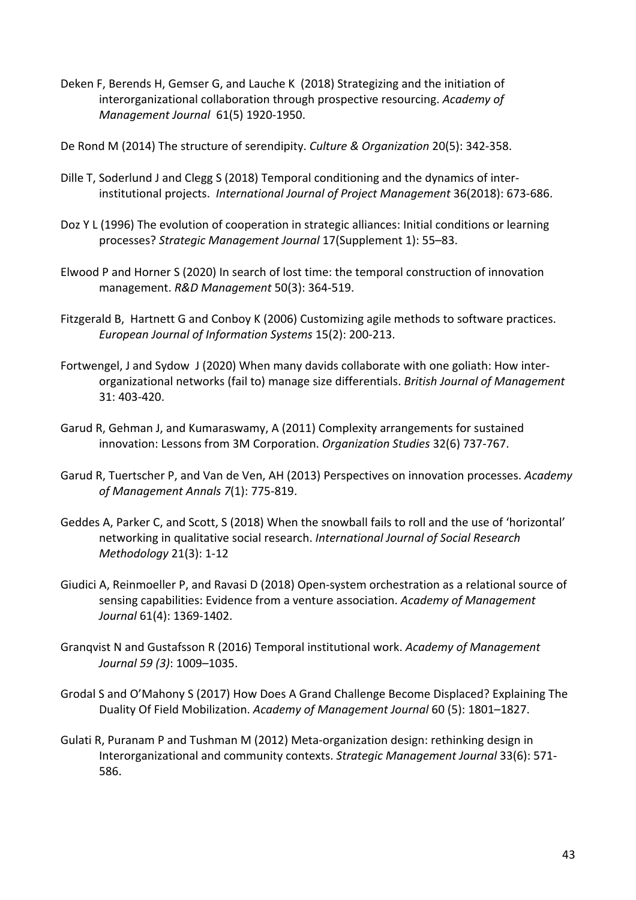Deken F, Berends H, Gemser G, and Lauche K (2018) Strategizing and the initiation of interorganizational collaboration through prospective resourcing. *Academy of Management Journal* 61(5) 1920-1950.

De Rond M (2014) The structure of serendipity. *Culture & Organization* 20(5): 342-358.

Dille T, Soderlund J and Clegg S (2018) Temporal conditioning and the dynamics of inter-institutional projects. *International Journal of Project Management* 36(2018): 673-686.

Doz Y L (1996) The evolution of cooperation in strategic alliances: Initial conditions or learning processes? *Strategic Management Journal* 17(Supplement 1): 55–83.

Elwood P and Horner S (2020) In search of lost time: the temporal construction of innovation management. *R&D Management* 50(3): 364-519.

Fitzgerald B, Hartnett G and Conboy K (2006) Customizing agile methods to software practices. *European Journal of Information Systems* 15(2): 200-213.

Fortwengel, J and Sydow J (2020) When many davids collaborate with one goliath: How inter-organizational networks (fail to) manage size differentials. *British Journal of Management* 31: 403-420.

Garud R, Gehman J, and Kumaraswamy, A (2011) Complexity arrangements for sustained innovation: Lessons from 3M Corporation. *Organization Studies* 32(6) 737-767.

Garud R, Tuertscher P, and Van de Ven, AH (2013) Perspectives on innovation processes. *Academy of Management Annals 7*(1): 775-819.

Geddes A, Parker C, and Scott, S (2018) When the snowball fails to roll and the use of 'horizontal' networking in qualitative social research. *International Journal of Social Research Methodology* 21(3): 1-12

Giudici A, Reinmoeller P, and Ravasi D (2018) Open-system orchestration as a relational source of sensing capabilities: Evidence from a venture association. *Academy of Management Journal* 61(4): 1369-1402.

Granqvist N and Gustafsson R (2016) Temporal institutional work. *Academy of Management Journal 59 (3)*: 1009–1035.

Grodal S and O'Mahony S (2017) How Does A Grand Challenge Become Displaced? Explaining The Duality Of Field Mobilization. *Academy of Management Journal* 60 (5): 1801–1827.

Gulati R, Puranam P and Tushman M (2012) Meta-organization design: rethinking design in Interorganizational and community contexts. *Strategic Management Journal* 33(6): 571-586.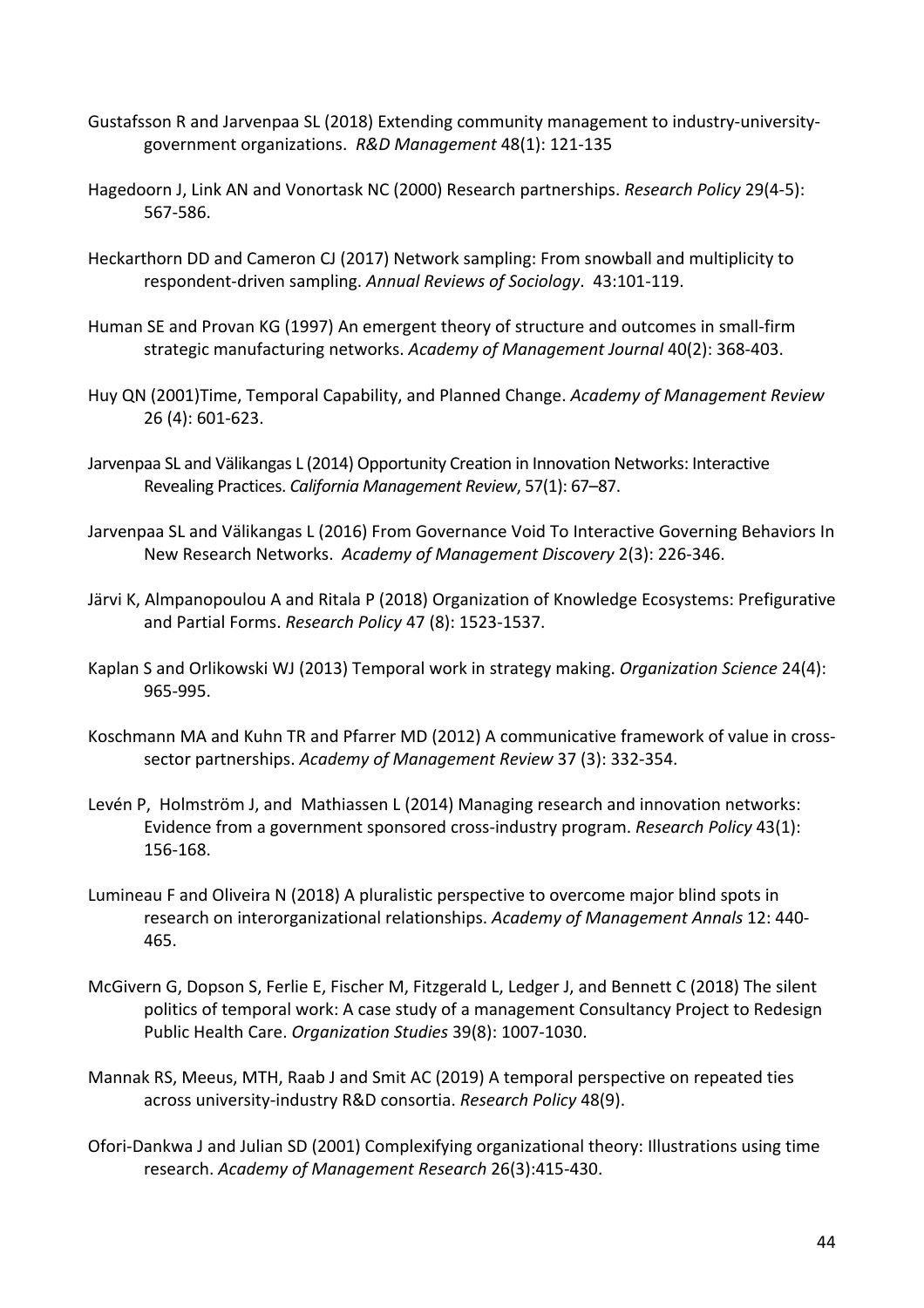Gustafsson R and Jarvenpaa SL (2018) Extending community management to industry-university-government organizations. *R&D Management* 48(1): 121-135

Hagedoorn J, Link AN and Vonortask NC (2000) Research partnerships. *Research Policy* 29(4-5): 567-586.

Heckarthorn DD and Cameron CJ (2017) Network sampling: From snowball and multiplicity to respondent-driven sampling. *Annual Reviews of Sociology*. 43:101-119.

Human SE and Provan KG (1997) An emergent theory of structure and outcomes in small-firm strategic manufacturing networks. *Academy of Management Journal* 40(2): 368-403.

Huy QN (2001)Time, Temporal Capability, and Planned Change. *Academy of Management Review* 26 (4): 601-623.

Jarvenpaa SL and Välikangas L (2014) Opportunity Creation in Innovation Networks: Interactive Revealing Practices. *California Management Review*, 57(1): 67–87.

Jarvenpaa SL and Välikangas L (2016) From Governance Void To Interactive Governing Behaviors In New Research Networks. *Academy of Management Discovery* 2(3): 226-346.

Järvi K, Almpanopoulou A and Ritala P (2018) Organization of Knowledge Ecosystems: Prefigurative and Partial Forms. *Research Policy* 47 (8): 1523-1537.

Kaplan S and Orlikowski WJ (2013) Temporal work in strategy making. *Organization Science* 24(4): 965-995.

Koschmann MA and Kuhn TR and Pfarrer MD (2012) A communicative framework of value in cross-sector partnerships. *Academy of Management Review* 37 (3): 332-354.

Levén P, Holmström J, and Mathiassen L (2014) Managing research and innovation networks: Evidence from a government sponsored cross-industry program. *Research Policy* 43(1): 156-168.

Lumineau F and Oliveira N (2018) A pluralistic perspective to overcome major blind spots in research on interorganizational relationships. *Academy of Management Annals* 12: 440-465.

McGivern G, Dopson S, Ferlie E, Fischer M, Fitzgerald L, Ledger J, and Bennett C (2018) The silent politics of temporal work: A case study of a management Consultancy Project to Redesign Public Health Care. *Organization Studies* 39(8): 1007-1030.

Mannak RS, Meeus, MTH, Raab J and Smit AC (2019) A temporal perspective on repeated ties across university-industry R&D consortia. *Research Policy* 48(9).

Ofori-Dankwa J and Julian SD (2001) Complexifying organizational theory: Illustrations using time research. *Academy of Management Research* 26(3):415-430.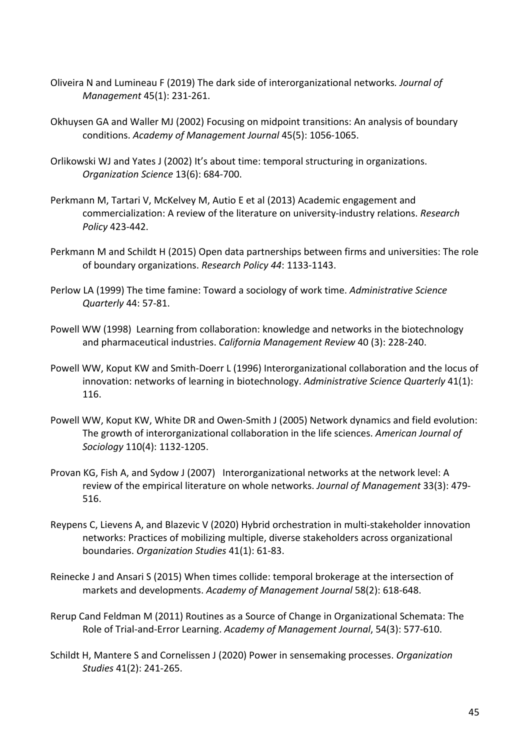Oliveira N and Lumineau F (2019) The dark side of interorganizational networks*. Journal of Management* 45(1): 231-261.

Okhuysen GA and Waller MJ (2002) Focusing on midpoint transitions: An analysis of boundary conditions. *Academy of Management Journal* 45(5): 1056-1065.

Orlikowski WJ and Yates J (2002) It's about time: temporal structuring in organizations. *Organization Science* 13(6): 684-700.

Perkmann M, Tartari V, McKelvey M, Autio E et al (2013) Academic engagement and commercialization: A review of the literature on university-industry relations. *Research Policy* 423-442.

Perkmann M and Schildt H (2015) Open data partnerships between firms and universities: The role of boundary organizations. *Research Policy 44*: 1133-1143.

Perlow LA (1999) The time famine: Toward a sociology of work time. *Administrative Science Quarterly* 44: 57-81.

Powell WW (1998) Learning from collaboration: knowledge and networks in the biotechnology and pharmaceutical industries. *California Management Review* 40 (3): 228-240.

Powell WW, Koput KW and Smith-Doerr L (1996) Interorganizational collaboration and the locus of innovation: networks of learning in biotechnology. *Administrative Science Quarterly* 41(1): 116.

Powell WW, Koput KW, White DR and Owen-Smith J (2005) Network dynamics and field evolution: The growth of interorganizational collaboration in the life sciences. *American Journal of Sociology* 110(4): 1132-1205.

Provan KG, Fish A, and Sydow J (2007) Interorganizational networks at the network level: A review of the empirical literature on whole networks. *Journal of Management* 33(3): 479-516.

Reypens C, Lievens A, and Blazevic V (2020) Hybrid orchestration in multi-stakeholder innovation networks: Practices of mobilizing multiple, diverse stakeholders across organizational boundaries. *Organization Studies* 41(1): 61-83.

Reinecke J and Ansari S (2015) When times collide: temporal brokerage at the intersection of markets and developments. *Academy of Management Journal* 58(2): 618-648.

Rerup Cand Feldman M (2011) Routines as a Source of Change in Organizational Schemata: The Role of Trial-and-Error Learning. *Academy of Management Journal*, 54(3): 577-610.

Schildt H, Mantere S and Cornelissen J (2020) Power in sensemaking processes. *Organization Studies* 41(2): 241-265.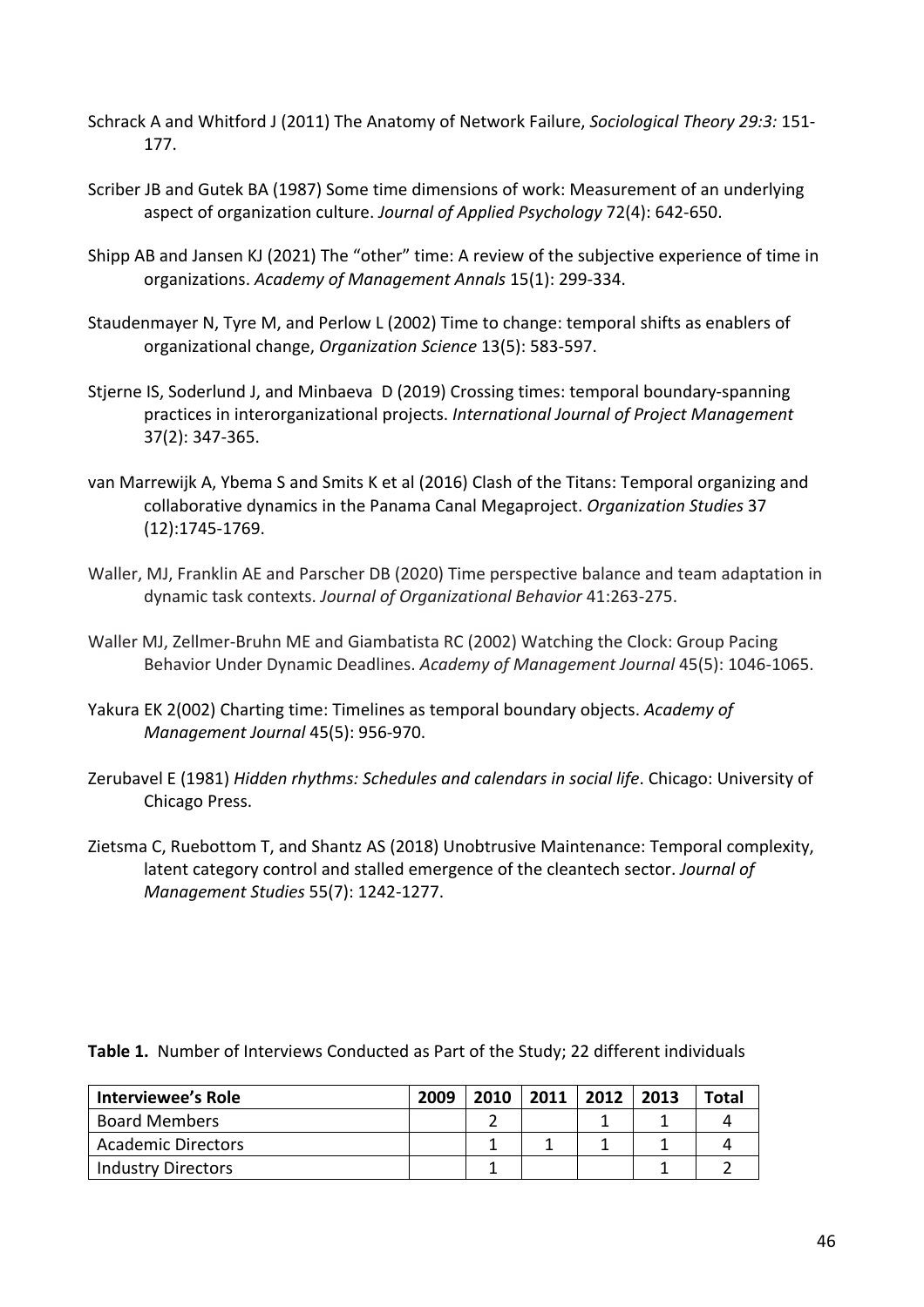Schrack A and Whitford J (2011) The Anatomy of Network Failure, *Sociological Theory 29:3:* 151-177.

Scriber JB and Gutek BA (1987) Some time dimensions of work: Measurement of an underlying aspect of organization culture. *Journal of Applied Psychology* 72(4): 642-650.

Shipp AB and Jansen KJ (2021) The "other" time: A review of the subjective experience of time in organizations. *Academy of Management Annals* 15(1): 299-334.

Staudenmayer N, Tyre M, and Perlow L (2002) Time to change: temporal shifts as enablers of organizational change, *Organization Science* 13(5): 583-597.

Stjerne IS, Soderlund J, and Minbaeva D (2019) Crossing times: temporal boundary-spanning practices in interorganizational projects. *International Journal of Project Management* 37(2): 347-365.

van Marrewijk A, Ybema S and Smits K et al (2016) Clash of the Titans: Temporal organizing and collaborative dynamics in the Panama Canal Megaproject. *Organization Studies* 37 (12):1745-1769.

Waller, MJ, Franklin AE and Parscher DB (2020) Time perspective balance and team adaptation in dynamic task contexts. *Journal of Organizational Behavior* 41:263-275.

Waller MJ, Zellmer-Bruhn ME and Giambatista RC (2002) Watching the Clock: Group Pacing Behavior Under Dynamic Deadlines. *Academy of Management Journal* 45(5): 1046-1065.

Yakura EK 2(002) Charting time: Timelines as temporal boundary objects. *Academy of Management Journal* 45(5): 956-970.

Zerubavel E (1981) *Hidden rhythms: Schedules and calendars in social life*. Chicago: University of Chicago Press.

Zietsma C, Ruebottom T, and Shantz AS (2018) Unobtrusive Maintenance: Temporal complexity, latent category control and stalled emergence of the cleantech sector. *Journal of Management Studies* 55(7): 1242-1277.

**Table 1.** Number of Interviews Conducted as Part of the Study; 22 different individuals

| Interviewee's Role | 2009 | 2010 | 2011 | 2012 | 2013 | Total |
|---|---|---|---|---|---|---|
| Board Members | | 2 | | 1 | 1 | 4 |
| Academic Directors | | 1 | 1 | 1 | 1 | 4 |
| Industry Directors | | 1 | | | 1 | 2 |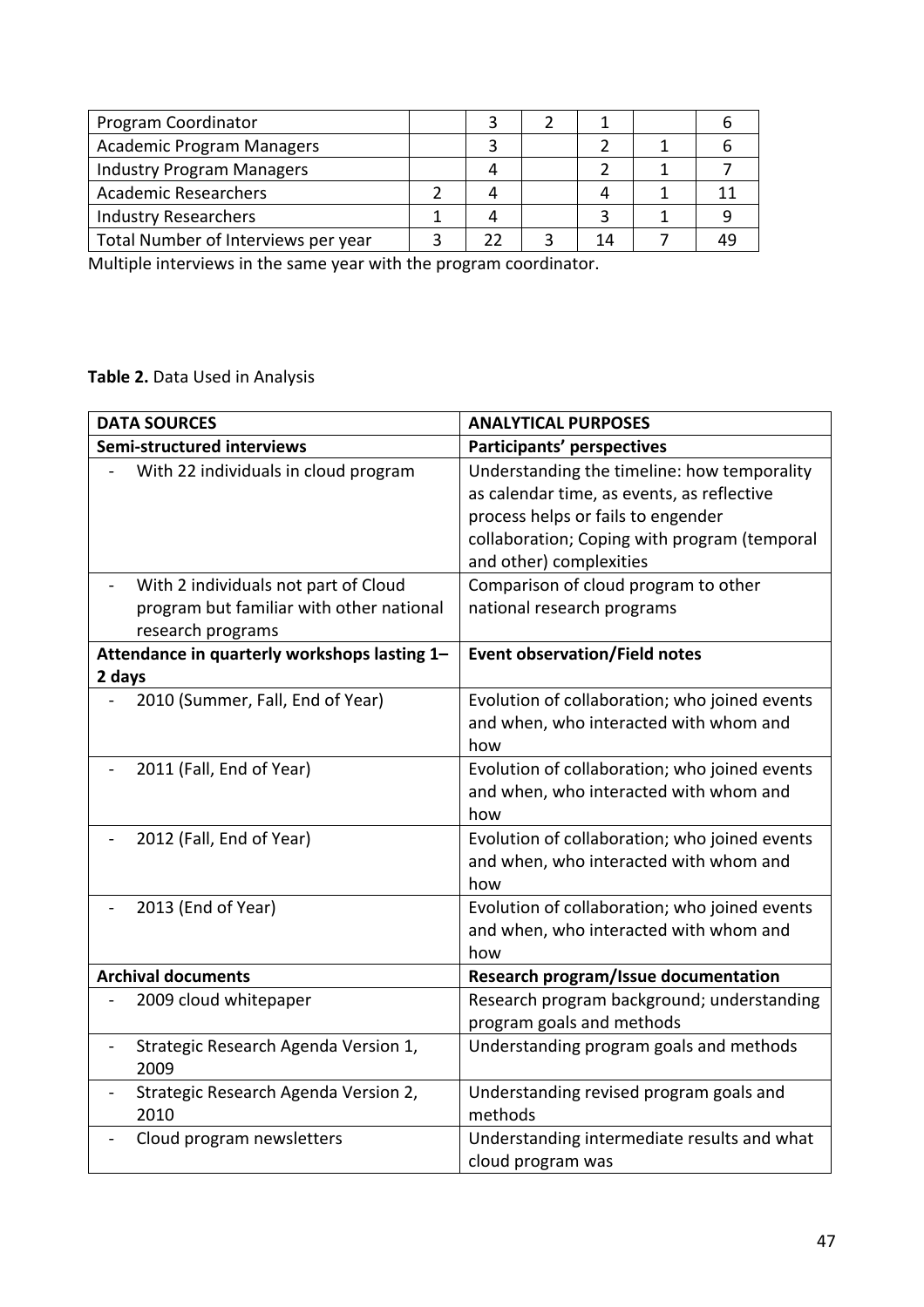| | | | | | | |
|---|---|---|---|---|---|---|
| Program Coordinator | | 3 | 2 | 1 | | 6 |
| Academic Program Managers | | 3 | | 2 | 1 | 6 |
| Industry Program Managers | | 4 | | 2 | 1 | 7 |
| Academic Researchers | 2 | 4 | | 4 | 1 | 11 |
| Industry Researchers | 1 | 4 | | 3 | 1 | 9 |
| Total Number of Interviews per year | 3 | 22 | 3 | 14 | 7 | 49 |

Multiple interviews in the same year with the program coordinator.

**Table 2.** Data Used in Analysis

| **DATA SOURCES** | **ANALYTICAL PURPOSES** |
|---|---|
| **Semi-structured interviews** | **Participants' perspectives** |
| - With 22 individuals in cloud program | Understanding the timeline: how temporality as calendar time, as events, as reflective process helps or fails to engender collaboration; Coping with program (temporal and other) complexities |
| - With 2 individuals not part of Cloud program but familiar with other national research programs | Comparison of cloud program to other national research programs |
| **Attendance in quarterly workshops lasting 1–2 days** | **Event observation/Field notes** |
| - 2010 (Summer, Fall, End of Year) | Evolution of collaboration; who joined events and when, who interacted with whom and how |
| - 2011 (Fall, End of Year) | Evolution of collaboration; who joined events and when, who interacted with whom and how |
| - 2012 (Fall, End of Year) | Evolution of collaboration; who joined events and when, who interacted with whom and how |
| - 2013 (End of Year) | Evolution of collaboration; who joined events and when, who interacted with whom and how |
| **Archival documents** | **Research program/Issue documentation** |
| - 2009 cloud whitepaper | Research program background; understanding program goals and methods |
| - Strategic Research Agenda Version 1, 2009 | Understanding program goals and methods |
| - Strategic Research Agenda Version 2, 2010 | Understanding revised program goals and methods |
| - Cloud program newsletters | Understanding intermediate results and what cloud program was |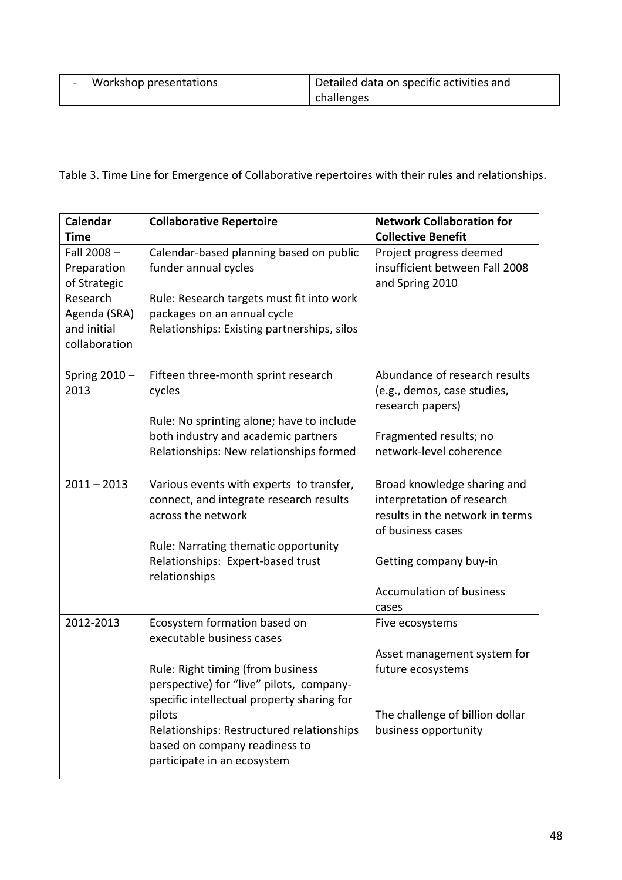| - Workshop presentations | Detailed data on specific activities and challenges |
|---|---|

Table 3. Time Line for Emergence of Collaborative repertoires with their rules and relationships.

| Calendar Time | Collaborative Repertoire | Network Collaboration for Collective Benefit |
|---|---|---|
| Fall 2008 – Preparation of Strategic Research Agenda (SRA) and initial collaboration | Calendar-based planning based on public funder annual cycles<br><br>Rule: Research targets must fit into work packages on an annual cycle<br>Relationships: Existing partnerships, silos | Project progress deemed insufficient between Fall 2008 and Spring 2010 |
| Spring 2010 – 2013 | Fifteen three-month sprint research cycles<br><br>Rule: No sprinting alone; have to include both industry and academic partners<br>Relationships: New relationships formed | Abundance of research results (e.g., demos, case studies, research papers)<br><br>Fragmented results; no network-level coherence |
| 2011 – 2013 | Various events with experts to transfer, connect, and integrate research results across the network<br><br>Rule: Narrating thematic opportunity<br>Relationships: Expert-based trust relationships | Broad knowledge sharing and interpretation of research results in the network in terms of business cases<br><br>Getting company buy-in<br><br>Accumulation of business cases |
| 2012-2013 | Ecosystem formation based on executable business cases<br><br>Rule: Right timing (from business perspective) for "live" pilots, company-specific intellectual property sharing for pilots<br>Relationships: Restructured relationships based on company readiness to participate in an ecosystem | Five ecosystems<br><br>Asset management system for future ecosystems<br><br>The challenge of billion dollar business opportunity |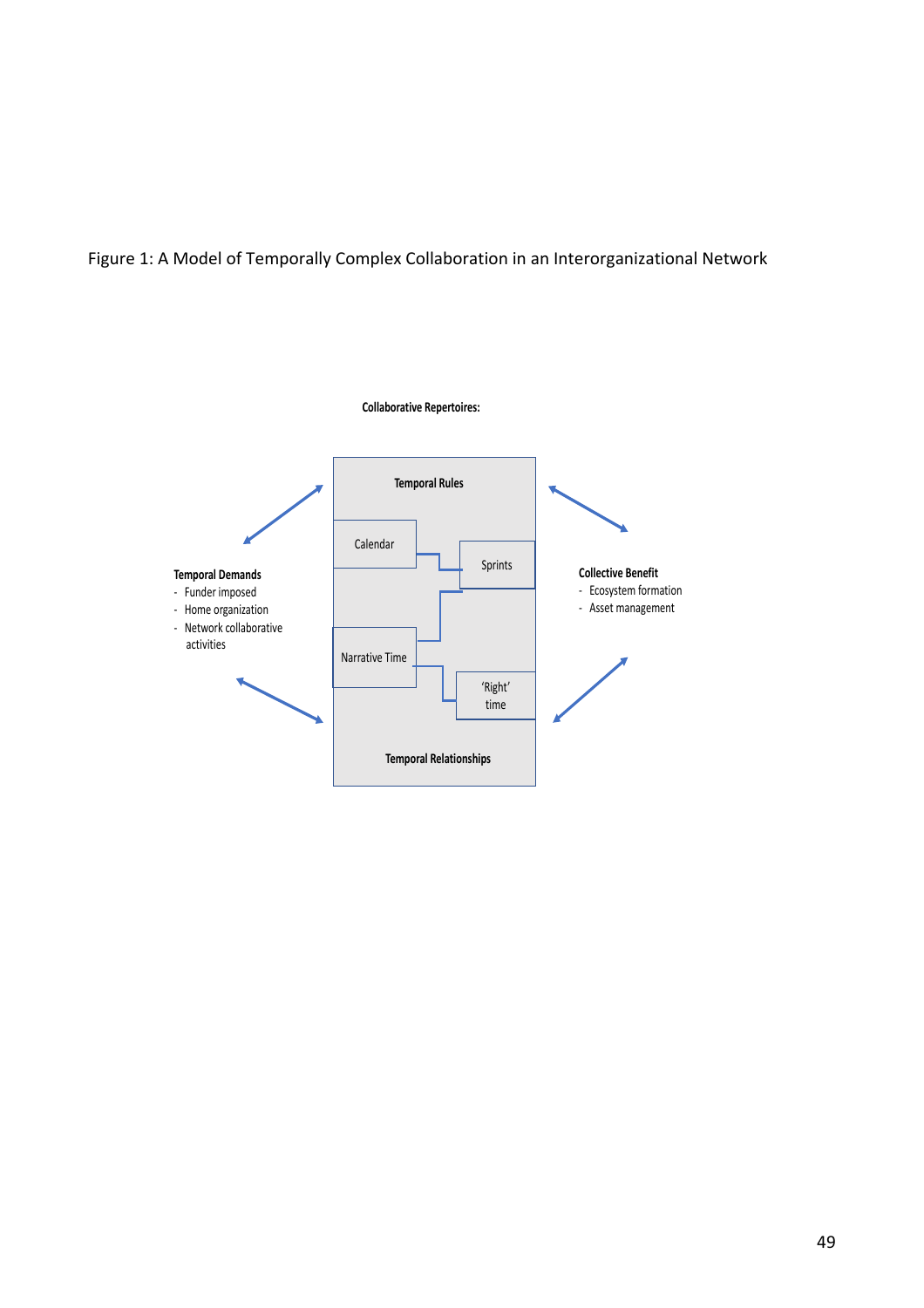Figure 1: A Model of Temporally Complex Collaboration in an Interorganizational Network

**Collaborative Repertoires:**

**Temporal Rules**

Calendar

Sprints

Narrative Time

'Right' time

**Temporal Relationships**

**Temporal Demands**

- Funder imposed
- Home organization
- Network collaborative activities

**Collective Benefit**

- Ecosystem formation
- Asset management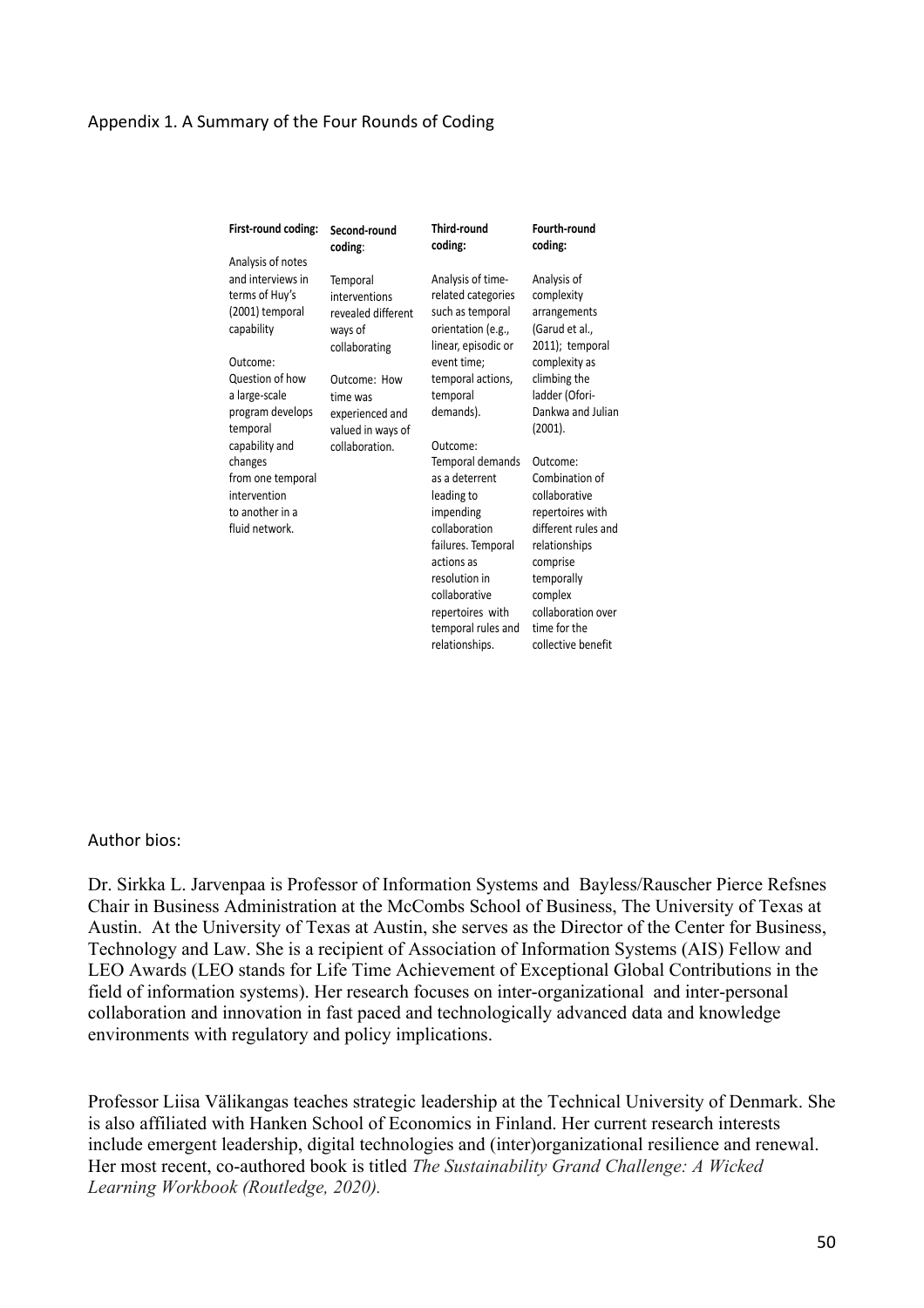Appendix 1. A Summary of the Four Rounds of Coding

| First-round coding: | Second-round coding: | Third-round coding: | Fourth-round coding: |
|---|---|---|---|
| Analysis of notes and interviews in terms of Huy's (2001) temporal capability | Temporal interventions revealed different ways of collaborating | Analysis of time-related categories such as temporal orientation (e.g., linear, episodic or event time; temporal actions, temporal demands). | Analysis of complexity arrangements (Garud et al., 2011); temporal complexity as climbing the ladder (Ofori-Dankwa and Julian (2001). |
| Outcome: Question of how a large-scale program develops temporal capability and changes from one temporal intervention to another in a fluid network. | Outcome: How time was experienced and valued in ways of collaboration. | Outcome: Temporal demands as a deterrent leading to impending collaboration failures. Temporal actions as resolution in collaborative repertoires with temporal rules and relationships. | Outcome: Combination of collaborative repertoires with different rules and relationships comprise temporally complex collaboration over time for the collective benefit |

Author bios:

Dr. Sirkka L. Jarvenpaa is Professor of Information Systems and Bayless/Rauscher Pierce Refsnes Chair in Business Administration at the McCombs School of Business, The University of Texas at Austin. At the University of Texas at Austin, she serves as the Director of the Center for Business, Technology and Law. She is a recipient of Association of Information Systems (AIS) Fellow and LEO Awards (LEO stands for Life Time Achievement of Exceptional Global Contributions in the field of information systems). Her research focuses on inter-organizational and inter-personal collaboration and innovation in fast paced and technologically advanced data and knowledge environments with regulatory and policy implications.

Professor Liisa Välikangas teaches strategic leadership at the Technical University of Denmark. She is also affiliated with Hanken School of Economics in Finland. Her current research interests include emergent leadership, digital technologies and (inter)organizational resilience and renewal. Her most recent, co-authored book is titled *The Sustainability Grand Challenge: A Wicked Learning Workbook (Routledge, 2020).*